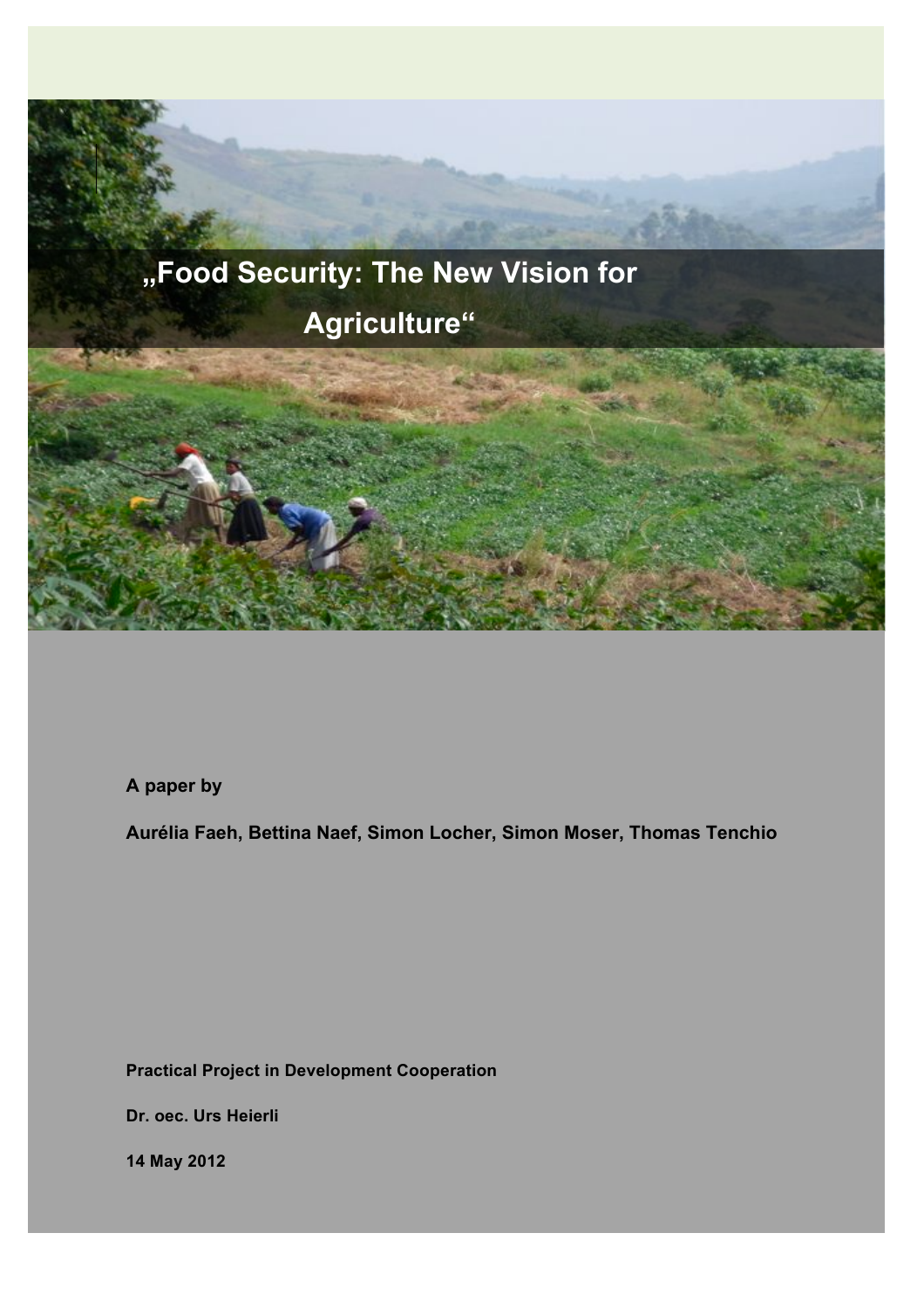# „Food Security: The New Vision for Agriculture“

**A paper by**

**Aurélia Faeh, Bettina Naef, Simon Locher, Simon Moser, Thomas Tenchio**

**Practical Project in Development Cooperation**

**Dr. oec. Urs Heierli**

**14 May 2012**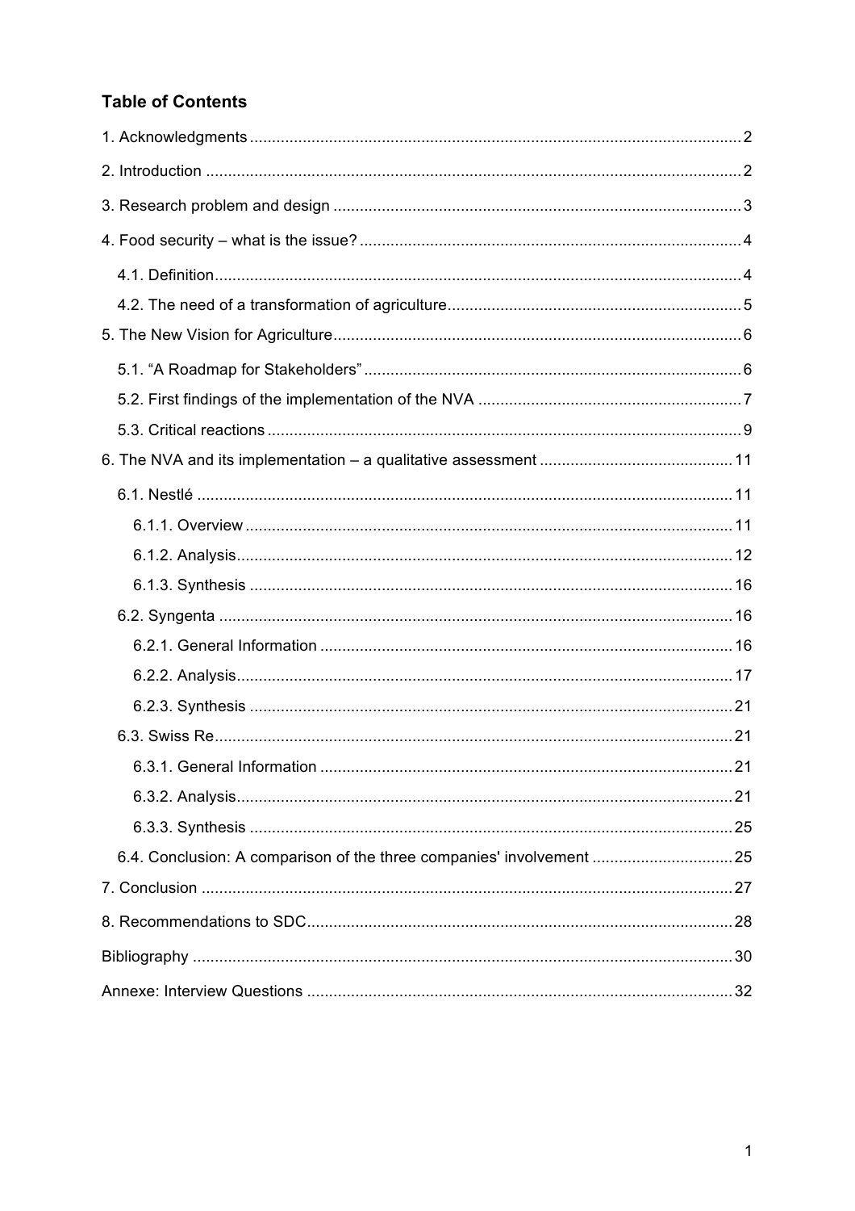## Table of Contents

1. Acknowledgments .......... 2
2. Introduction .......... 2
3. Research problem and design .......... 3
4. Food security – what is the issue? .......... 4
   - 4.1. Definition .......... 4
   - 4.2. The need of a transformation of agriculture .......... 5
5. The New Vision for Agriculture .......... 6
   - 5.1. “A Roadmap for Stakeholders” .......... 6
   - 5.2. First findings of the implementation of the NVA .......... 7
   - 5.3. Critical reactions .......... 9
6. The NVA and its implementation – a qualitative assessment .......... 11
   - 6.1. Nestlé .......... 11
     - 6.1.1. Overview .......... 11
     - 6.1.2. Analysis .......... 12
     - 6.1.3. Synthesis .......... 16
   - 6.2. Syngenta .......... 16
     - 6.2.1. General Information .......... 16
     - 6.2.2. Analysis .......... 17
     - 6.2.3. Synthesis .......... 21
   - 6.3. Swiss Re .......... 21
     - 6.3.1. General Information .......... 21
     - 6.3.2. Analysis .......... 21
     - 6.3.3. Synthesis .......... 25
   - 6.4. Conclusion: A comparison of the three companies' involvement .......... 25
7. Conclusion .......... 27
8. Recommendations to SDC .......... 28

Bibliography .......... 30

Annexe: Interview Questions .......... 32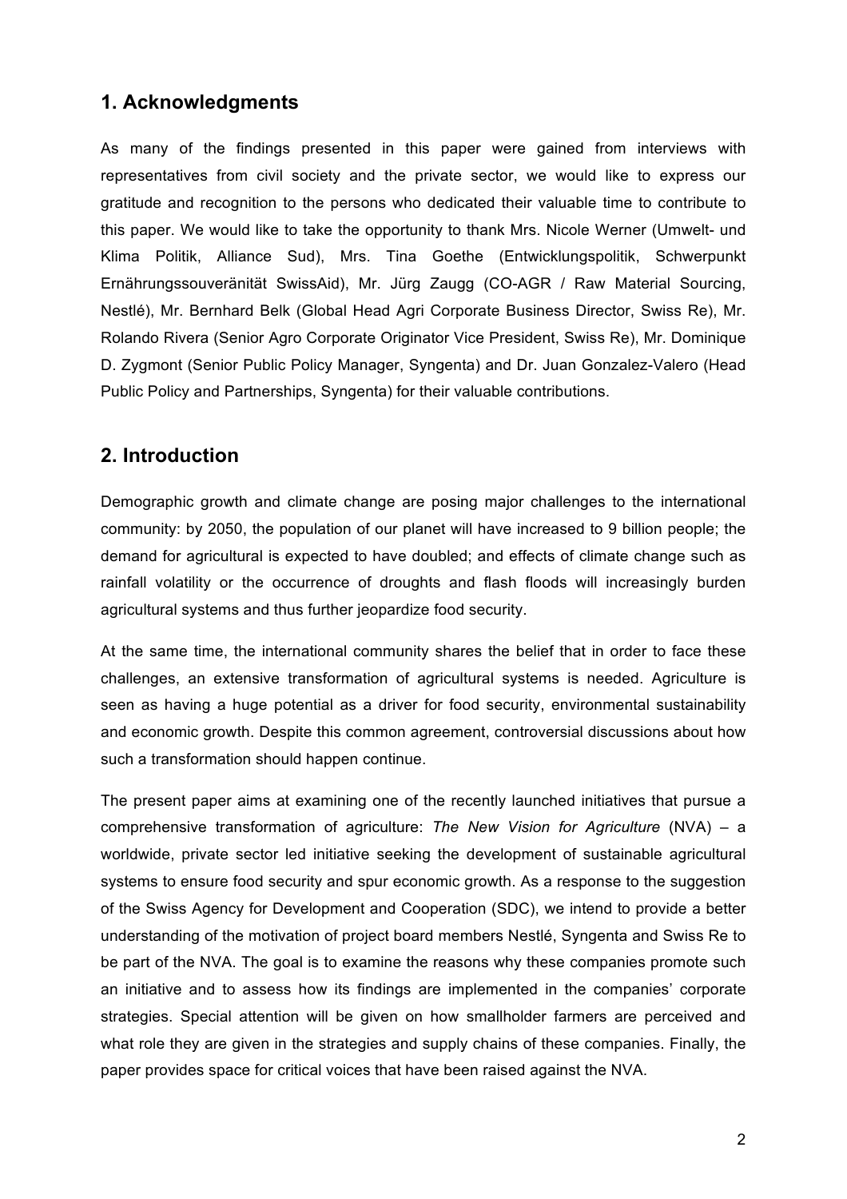## 1. Acknowledgments

As many of the findings presented in this paper were gained from interviews with representatives from civil society and the private sector, we would like to express our gratitude and recognition to the persons who dedicated their valuable time to contribute to this paper. We would like to take the opportunity to thank Mrs. Nicole Werner (Umwelt- und Klima Politik, Alliance Sud), Mrs. Tina Goethe (Entwicklungspolitik, Schwerpunkt Ernährungssouveränität SwissAid), Mr. Jürg Zaugg (CO-AGR / Raw Material Sourcing, Nestlé), Mr. Bernhard Belk (Global Head Agri Corporate Business Director, Swiss Re), Mr. Rolando Rivera (Senior Agro Corporate Originator Vice President, Swiss Re), Mr. Dominique D. Zygmont (Senior Public Policy Manager, Syngenta) and Dr. Juan Gonzalez-Valero (Head Public Policy and Partnerships, Syngenta) for their valuable contributions.

## 2. Introduction

Demographic growth and climate change are posing major challenges to the international community: by 2050, the population of our planet will have increased to 9 billion people; the demand for agricultural is expected to have doubled; and effects of climate change such as rainfall volatility or the occurrence of droughts and flash floods will increasingly burden agricultural systems and thus further jeopardize food security.

At the same time, the international community shares the belief that in order to face these challenges, an extensive transformation of agricultural systems is needed. Agriculture is seen as having a huge potential as a driver for food security, environmental sustainability and economic growth. Despite this common agreement, controversial discussions about how such a transformation should happen continue.

The present paper aims at examining one of the recently launched initiatives that pursue a comprehensive transformation of agriculture: *The New Vision for Agriculture* (NVA) – a worldwide, private sector led initiative seeking the development of sustainable agricultural systems to ensure food security and spur economic growth. As a response to the suggestion of the Swiss Agency for Development and Cooperation (SDC), we intend to provide a better understanding of the motivation of project board members Nestlé, Syngenta and Swiss Re to be part of the NVA. The goal is to examine the reasons why these companies promote such an initiative and to assess how its findings are implemented in the companies' corporate strategies. Special attention will be given on how smallholder farmers are perceived and what role they are given in the strategies and supply chains of these companies. Finally, the paper provides space for critical voices that have been raised against the NVA.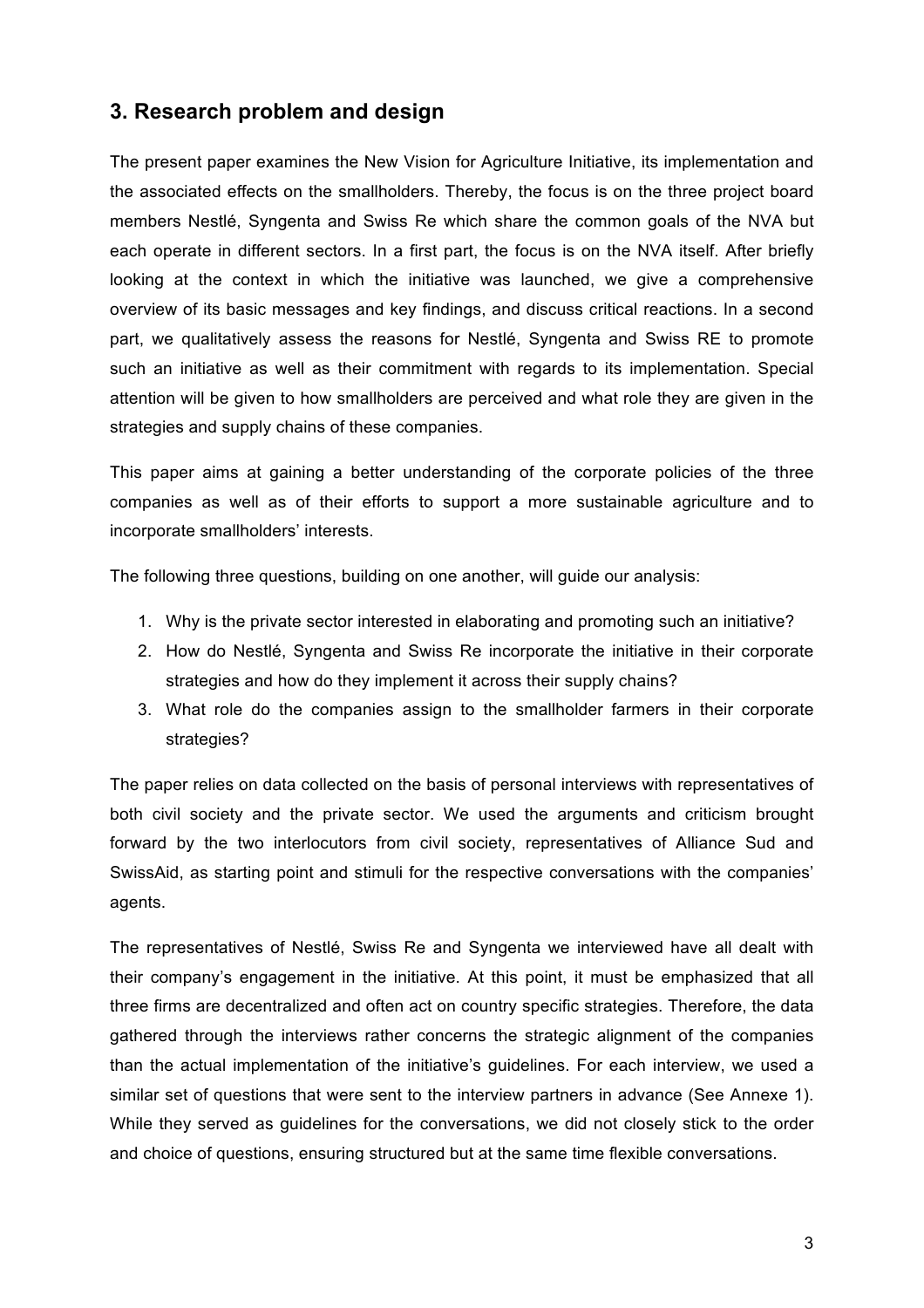## 3. Research problem and design

The present paper examines the New Vision for Agriculture Initiative, its implementation and the associated effects on the smallholders. Thereby, the focus is on the three project board members Nestlé, Syngenta and Swiss Re which share the common goals of the NVA but each operate in different sectors. In a first part, the focus is on the NVA itself. After briefly looking at the context in which the initiative was launched, we give a comprehensive overview of its basic messages and key findings, and discuss critical reactions. In a second part, we qualitatively assess the reasons for Nestlé, Syngenta and Swiss RE to promote such an initiative as well as their commitment with regards to its implementation. Special attention will be given to how smallholders are perceived and what role they are given in the strategies and supply chains of these companies.

This paper aims at gaining a better understanding of the corporate policies of the three companies as well as of their efforts to support a more sustainable agriculture and to incorporate smallholders' interests.

The following three questions, building on one another, will guide our analysis:

1. Why is the private sector interested in elaborating and promoting such an initiative?
2. How do Nestlé, Syngenta and Swiss Re incorporate the initiative in their corporate strategies and how do they implement it across their supply chains?
3. What role do the companies assign to the smallholder farmers in their corporate strategies?

The paper relies on data collected on the basis of personal interviews with representatives of both civil society and the private sector. We used the arguments and criticism brought forward by the two interlocutors from civil society, representatives of Alliance Sud and SwissAid, as starting point and stimuli for the respective conversations with the companies' agents.

The representatives of Nestlé, Swiss Re and Syngenta we interviewed have all dealt with their company's engagement in the initiative. At this point, it must be emphasized that all three firms are decentralized and often act on country specific strategies. Therefore, the data gathered through the interviews rather concerns the strategic alignment of the companies than the actual implementation of the initiative's guidelines. For each interview, we used a similar set of questions that were sent to the interview partners in advance (See Annexe 1). While they served as guidelines for the conversations, we did not closely stick to the order and choice of questions, ensuring structured but at the same time flexible conversations.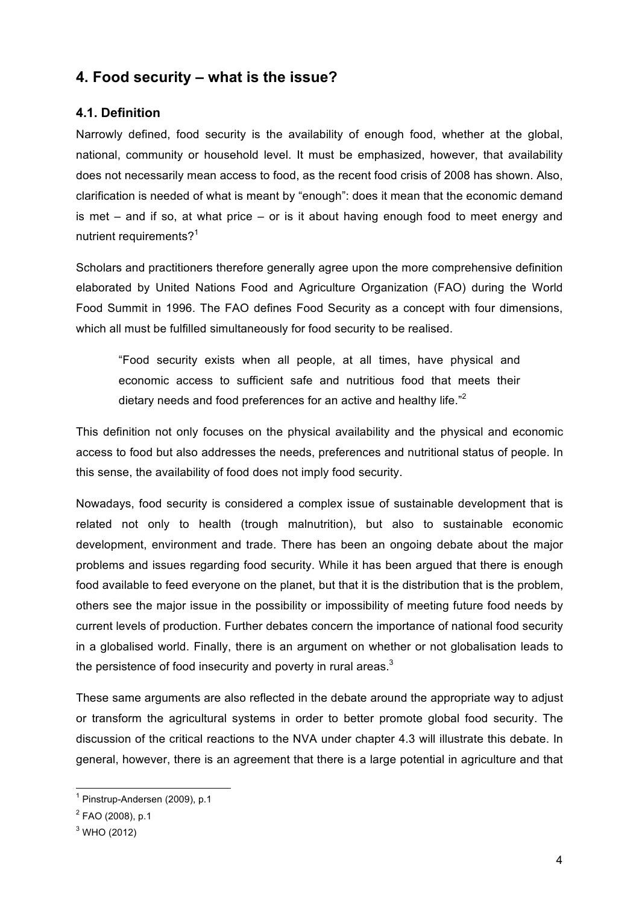## 4. Food security – what is the issue?

### 4.1. Definition

Narrowly defined, food security is the availability of enough food, whether at the global, national, community or household level. It must be emphasized, however, that availability does not necessarily mean access to food, as the recent food crisis of 2008 has shown. Also, clarification is needed of what is meant by "enough": does it mean that the economic demand is met – and if so, at what price – or is it about having enough food to meet energy and nutrient requirements?[1]

Scholars and practitioners therefore generally agree upon the more comprehensive definition elaborated by United Nations Food and Agriculture Organization (FAO) during the World Food Summit in 1996. The FAO defines Food Security as a concept with four dimensions, which all must be fulfilled simultaneously for food security to be realised.

> "Food security exists when all people, at all times, have physical and economic access to sufficient safe and nutritious food that meets their dietary needs and food preferences for an active and healthy life."[2]

This definition not only focuses on the physical availability and the physical and economic access to food but also addresses the needs, preferences and nutritional status of people. In this sense, the availability of food does not imply food security.

Nowadays, food security is considered a complex issue of sustainable development that is related not only to health (trough malnutrition), but also to sustainable economic development, environment and trade. There has been an ongoing debate about the major problems and issues regarding food security. While it has been argued that there is enough food available to feed everyone on the planet, but that it is the distribution that is the problem, others see the major issue in the possibility or impossibility of meeting future food needs by current levels of production. Further debates concern the importance of national food security in a globalised world. Finally, there is an argument on whether or not globalisation leads to the persistence of food insecurity and poverty in rural areas.[3]

These same arguments are also reflected in the debate around the appropriate way to adjust or transform the agricultural systems in order to better promote global food security. The discussion of the critical reactions to the NVA under chapter 4.3 will illustrate this debate. In general, however, there is an agreement that there is a large potential in agriculture and that

---

[1] Pinstrup-Andersen (2009), p.1

[2] FAO (2008), p.1

[3] WHO (2012)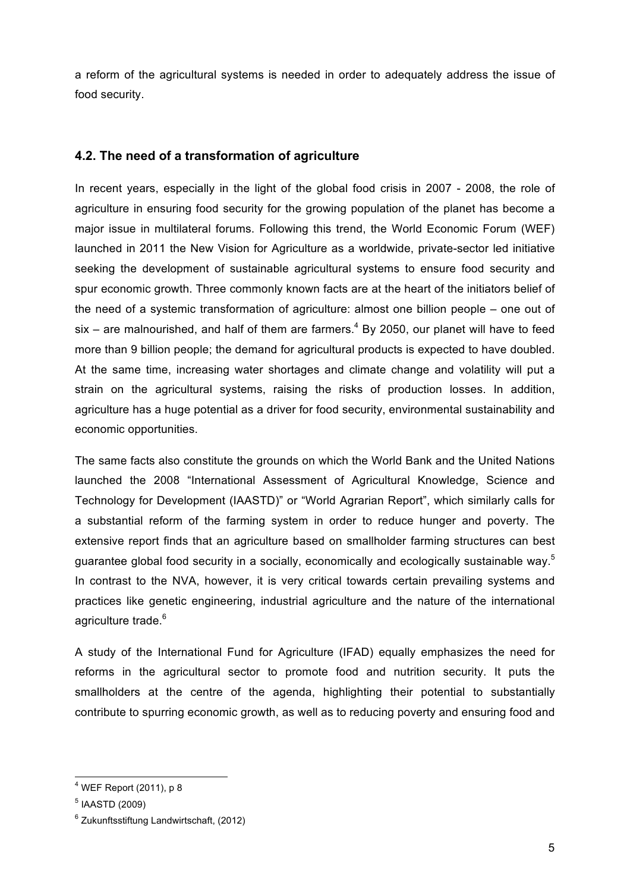a reform of the agricultural systems is needed in order to adequately address the issue of food security.

### 4.2. The need of a transformation of agriculture

In recent years, especially in the light of the global food crisis in 2007 - 2008, the role of agriculture in ensuring food security for the growing population of the planet has become a major issue in multilateral forums. Following this trend, the World Economic Forum (WEF) launched in 2011 the New Vision for Agriculture as a worldwide, private-sector led initiative seeking the development of sustainable agricultural systems to ensure food security and spur economic growth. Three commonly known facts are at the heart of the initiators belief of the need of a systemic transformation of agriculture: almost one billion people – one out of six – are malnourished, and half of them are farmers.[4] By 2050, our planet will have to feed more than 9 billion people; the demand for agricultural products is expected to have doubled. At the same time, increasing water shortages and climate change and volatility will put a strain on the agricultural systems, raising the risks of production losses. In addition, agriculture has a huge potential as a driver for food security, environmental sustainability and economic opportunities.

The same facts also constitute the grounds on which the World Bank and the United Nations launched the 2008 "International Assessment of Agricultural Knowledge, Science and Technology for Development (IAASTD)" or "World Agrarian Report", which similarly calls for a substantial reform of the farming system in order to reduce hunger and poverty. The extensive report finds that an agriculture based on smallholder farming structures can best guarantee global food security in a socially, economically and ecologically sustainable way.[5] In contrast to the NVA, however, it is very critical towards certain prevailing systems and practices like genetic engineering, industrial agriculture and the nature of the international agriculture trade.[6]

A study of the International Fund for Agriculture (IFAD) equally emphasizes the need for reforms in the agricultural sector to promote food and nutrition security. It puts the smallholders at the centre of the agenda, highlighting their potential to substantially contribute to spurring economic growth, as well as to reducing poverty and ensuring food and

---

[4] WEF Report (2011), p 8

[5] IAASTD (2009)

[6] Zukunftsstiftung Landwirtschaft, (2012)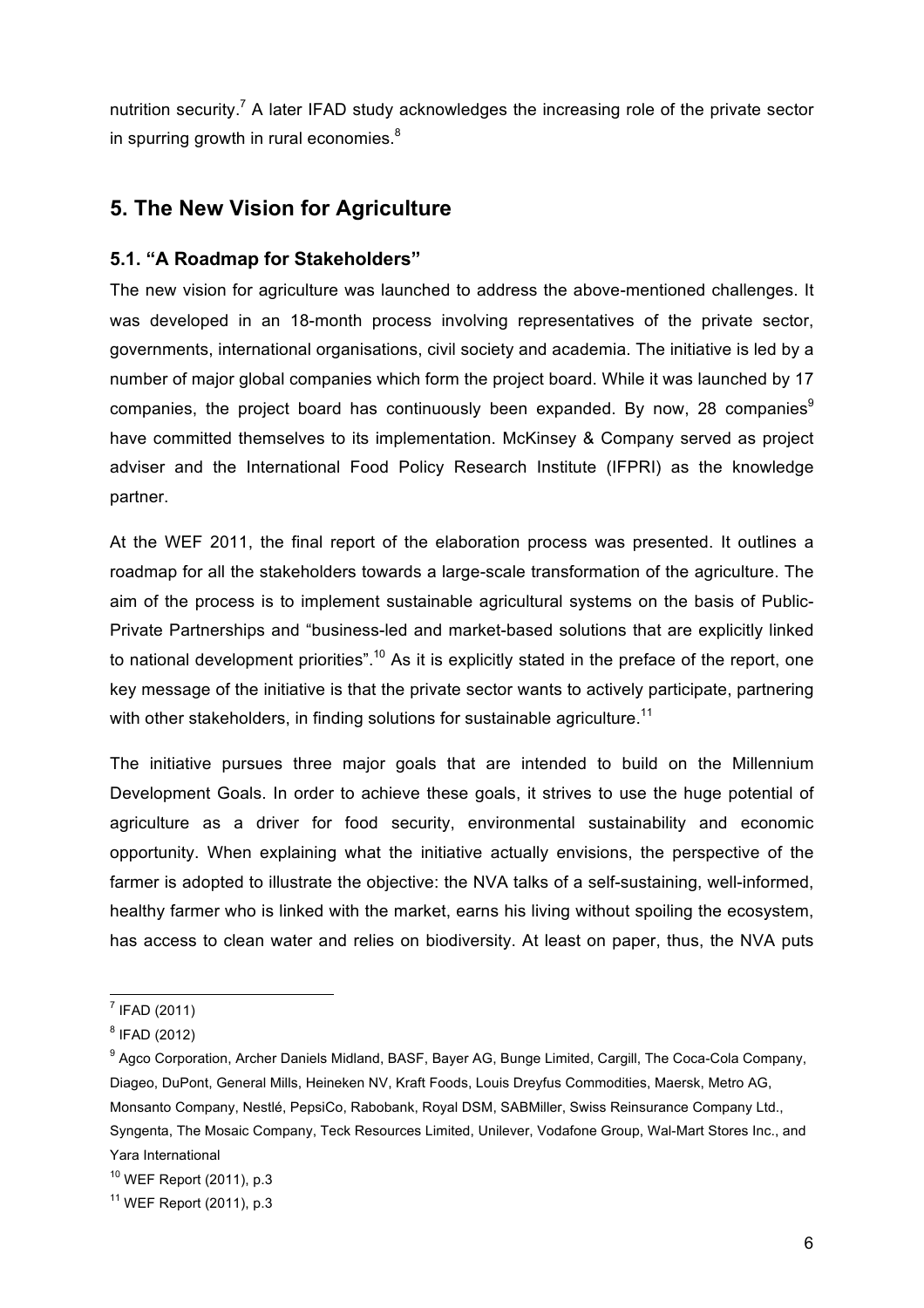nutrition security.[7] A later IFAD study acknowledges the increasing role of the private sector in spurring growth in rural economies.[8]

## 5. The New Vision for Agriculture

### 5.1. "A Roadmap for Stakeholders"

The new vision for agriculture was launched to address the above-mentioned challenges. It was developed in an 18-month process involving representatives of the private sector, governments, international organisations, civil society and academia. The initiative is led by a number of major global companies which form the project board. While it was launched by 17 companies, the project board has continuously been expanded. By now, 28 companies[9] have committed themselves to its implementation. McKinsey & Company served as project adviser and the International Food Policy Research Institute (IFPRI) as the knowledge partner.

At the WEF 2011, the final report of the elaboration process was presented. It outlines a roadmap for all the stakeholders towards a large-scale transformation of the agriculture. The aim of the process is to implement sustainable agricultural systems on the basis of Public-Private Partnerships and "business-led and market-based solutions that are explicitly linked to national development priorities".[10] As it is explicitly stated in the preface of the report, one key message of the initiative is that the private sector wants to actively participate, partnering with other stakeholders, in finding solutions for sustainable agriculture.[11]

The initiative pursues three major goals that are intended to build on the Millennium Development Goals. In order to achieve these goals, it strives to use the huge potential of agriculture as a driver for food security, environmental sustainability and economic opportunity. When explaining what the initiative actually envisions, the perspective of the farmer is adopted to illustrate the objective: the NVA talks of a self-sustaining, well-informed, healthy farmer who is linked with the market, earns his living without spoiling the ecosystem, has access to clean water and relies on biodiversity. At least on paper, thus, the NVA puts

---

[7] IFAD (2011)

[8] IFAD (2012)

[9] Agco Corporation, Archer Daniels Midland, BASF, Bayer AG, Bunge Limited, Cargill, The Coca-Cola Company, Diageo, DuPont, General Mills, Heineken NV, Kraft Foods, Louis Dreyfus Commodities, Maersk, Metro AG, Monsanto Company, Nestlé, PepsiCo, Rabobank, Royal DSM, SABMiller, Swiss Reinsurance Company Ltd., Syngenta, The Mosaic Company, Teck Resources Limited, Unilever, Vodafone Group, Wal-Mart Stores Inc., and Yara International

[10] WEF Report (2011), p.3

[11] WEF Report (2011), p.3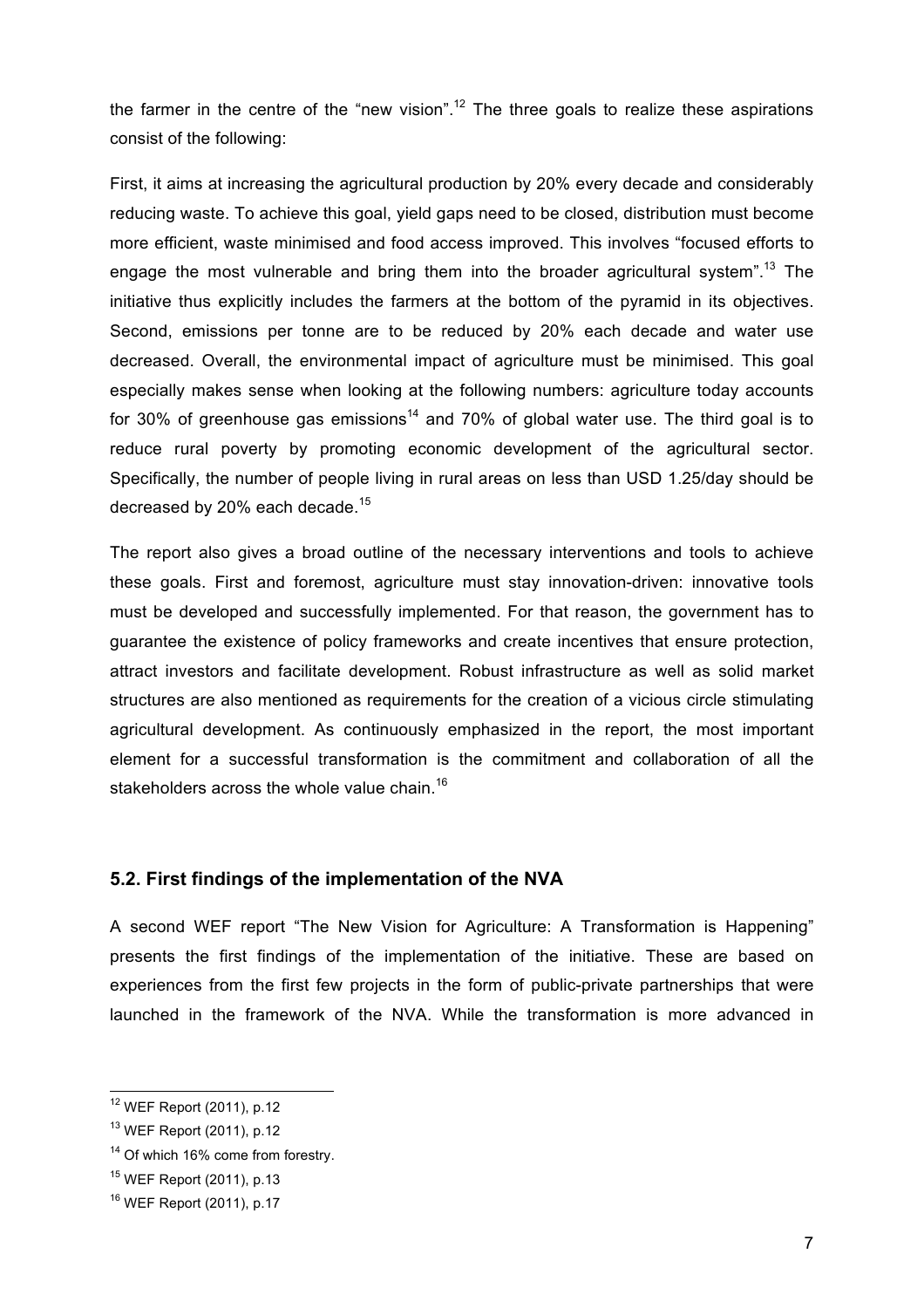the farmer in the centre of the "new vision".[12] The three goals to realize these aspirations consist of the following:

First, it aims at increasing the agricultural production by 20% every decade and considerably reducing waste. To achieve this goal, yield gaps need to be closed, distribution must become more efficient, waste minimised and food access improved. This involves "focused efforts to engage the most vulnerable and bring them into the broader agricultural system".[13] The initiative thus explicitly includes the farmers at the bottom of the pyramid in its objectives. Second, emissions per tonne are to be reduced by 20% each decade and water use decreased. Overall, the environmental impact of agriculture must be minimised. This goal especially makes sense when looking at the following numbers: agriculture today accounts for 30% of greenhouse gas emissions[14] and 70% of global water use. The third goal is to reduce rural poverty by promoting economic development of the agricultural sector. Specifically, the number of people living in rural areas on less than USD 1.25/day should be decreased by 20% each decade.[15]

The report also gives a broad outline of the necessary interventions and tools to achieve these goals. First and foremost, agriculture must stay innovation-driven: innovative tools must be developed and successfully implemented. For that reason, the government has to guarantee the existence of policy frameworks and create incentives that ensure protection, attract investors and facilitate development. Robust infrastructure as well as solid market structures are also mentioned as requirements for the creation of a vicious circle stimulating agricultural development. As continuously emphasized in the report, the most important element for a successful transformation is the commitment and collaboration of all the stakeholders across the whole value chain.[16]

### 5.2. First findings of the implementation of the NVA

A second WEF report "The New Vision for Agriculture: A Transformation is Happening" presents the first findings of the implementation of the initiative. These are based on experiences from the first few projects in the form of public-private partnerships that were launched in the framework of the NVA. While the transformation is more advanced in

---

[12] WEF Report (2011), p.12

[13] WEF Report (2011), p.12

[14] Of which 16% come from forestry.

[15] WEF Report (2011), p.13

[16] WEF Report (2011), p.17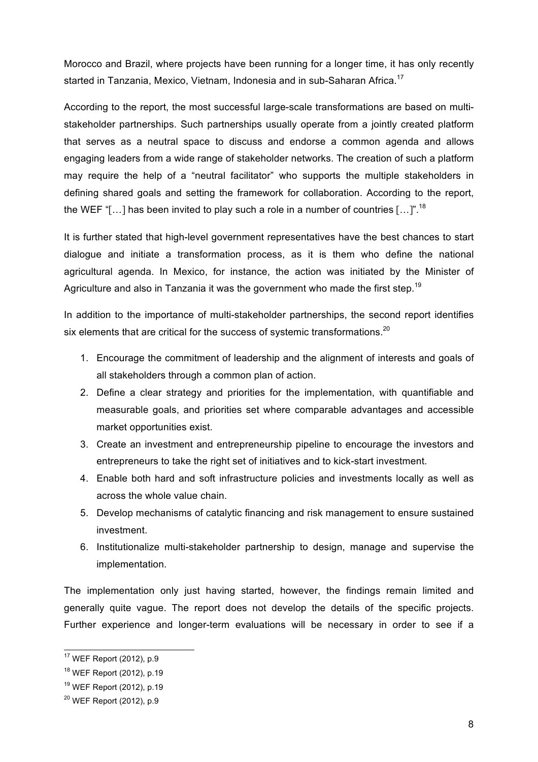Morocco and Brazil, where projects have been running for a longer time, it has only recently started in Tanzania, Mexico, Vietnam, Indonesia and in sub-Saharan Africa.[17]

According to the report, the most successful large-scale transformations are based on multi-stakeholder partnerships. Such partnerships usually operate from a jointly created platform that serves as a neutral space to discuss and endorse a common agenda and allows engaging leaders from a wide range of stakeholder networks. The creation of such a platform may require the help of a "neutral facilitator" who supports the multiple stakeholders in defining shared goals and setting the framework for collaboration. According to the report, the WEF "[…] has been invited to play such a role in a number of countries […]".[18]

It is further stated that high-level government representatives have the best chances to start dialogue and initiate a transformation process, as it is them who define the national agricultural agenda. In Mexico, for instance, the action was initiated by the Minister of Agriculture and also in Tanzania it was the government who made the first step.[19]

In addition to the importance of multi-stakeholder partnerships, the second report identifies six elements that are critical for the success of systemic transformations.[20]

1. Encourage the commitment of leadership and the alignment of interests and goals of all stakeholders through a common plan of action.
2. Define a clear strategy and priorities for the implementation, with quantifiable and measurable goals, and priorities set where comparable advantages and accessible market opportunities exist.
3. Create an investment and entrepreneurship pipeline to encourage the investors and entrepreneurs to take the right set of initiatives and to kick-start investment.
4. Enable both hard and soft infrastructure policies and investments locally as well as across the whole value chain.
5. Develop mechanisms of catalytic financing and risk management to ensure sustained investment.
6. Institutionalize multi-stakeholder partnership to design, manage and supervise the implementation.

The implementation only just having started, however, the findings remain limited and generally quite vague. The report does not develop the details of the specific projects. Further experience and longer-term evaluations will be necessary in order to see if a

[17] WEF Report (2012), p.9

[18] WEF Report (2012), p.19

[19] WEF Report (2012), p.19

[20] WEF Report (2012), p.9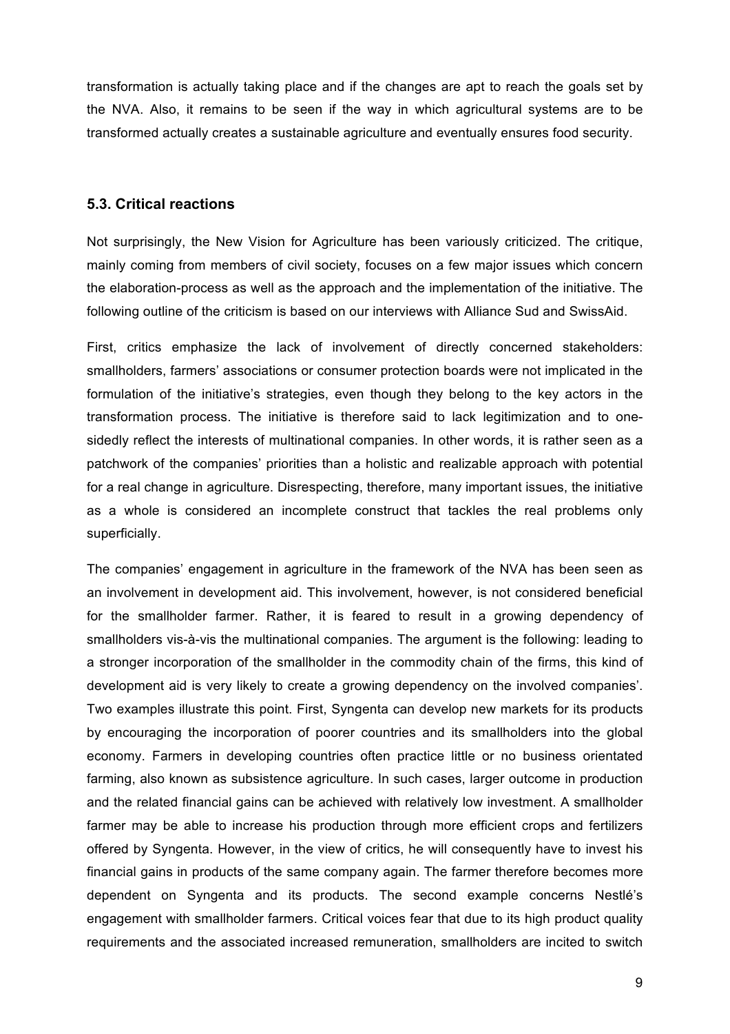transformation is actually taking place and if the changes are apt to reach the goals set by the NVA. Also, it remains to be seen if the way in which agricultural systems are to be transformed actually creates a sustainable agriculture and eventually ensures food security.

### 5.3. Critical reactions

Not surprisingly, the New Vision for Agriculture has been variously criticized. The critique, mainly coming from members of civil society, focuses on a few major issues which concern the elaboration-process as well as the approach and the implementation of the initiative. The following outline of the criticism is based on our interviews with Alliance Sud and SwissAid.

First, critics emphasize the lack of involvement of directly concerned stakeholders: smallholders, farmers' associations or consumer protection boards were not implicated in the formulation of the initiative's strategies, even though they belong to the key actors in the transformation process. The initiative is therefore said to lack legitimization and to one-sidedly reflect the interests of multinational companies. In other words, it is rather seen as a patchwork of the companies' priorities than a holistic and realizable approach with potential for a real change in agriculture. Disrespecting, therefore, many important issues, the initiative as a whole is considered an incomplete construct that tackles the real problems only superficially.

The companies' engagement in agriculture in the framework of the NVA has been seen as an involvement in development aid. This involvement, however, is not considered beneficial for the smallholder farmer. Rather, it is feared to result in a growing dependency of smallholders vis-à-vis the multinational companies. The argument is the following: leading to a stronger incorporation of the smallholder in the commodity chain of the firms, this kind of development aid is very likely to create a growing dependency on the involved companies'. Two examples illustrate this point. First, Syngenta can develop new markets for its products by encouraging the incorporation of poorer countries and its smallholders into the global economy. Farmers in developing countries often practice little or no business orientated farming, also known as subsistence agriculture. In such cases, larger outcome in production and the related financial gains can be achieved with relatively low investment. A smallholder farmer may be able to increase his production through more efficient crops and fertilizers offered by Syngenta. However, in the view of critics, he will consequently have to invest his financial gains in products of the same company again. The farmer therefore becomes more dependent on Syngenta and its products. The second example concerns Nestlé's engagement with smallholder farmers. Critical voices fear that due to its high product quality requirements and the associated increased remuneration, smallholders are incited to switch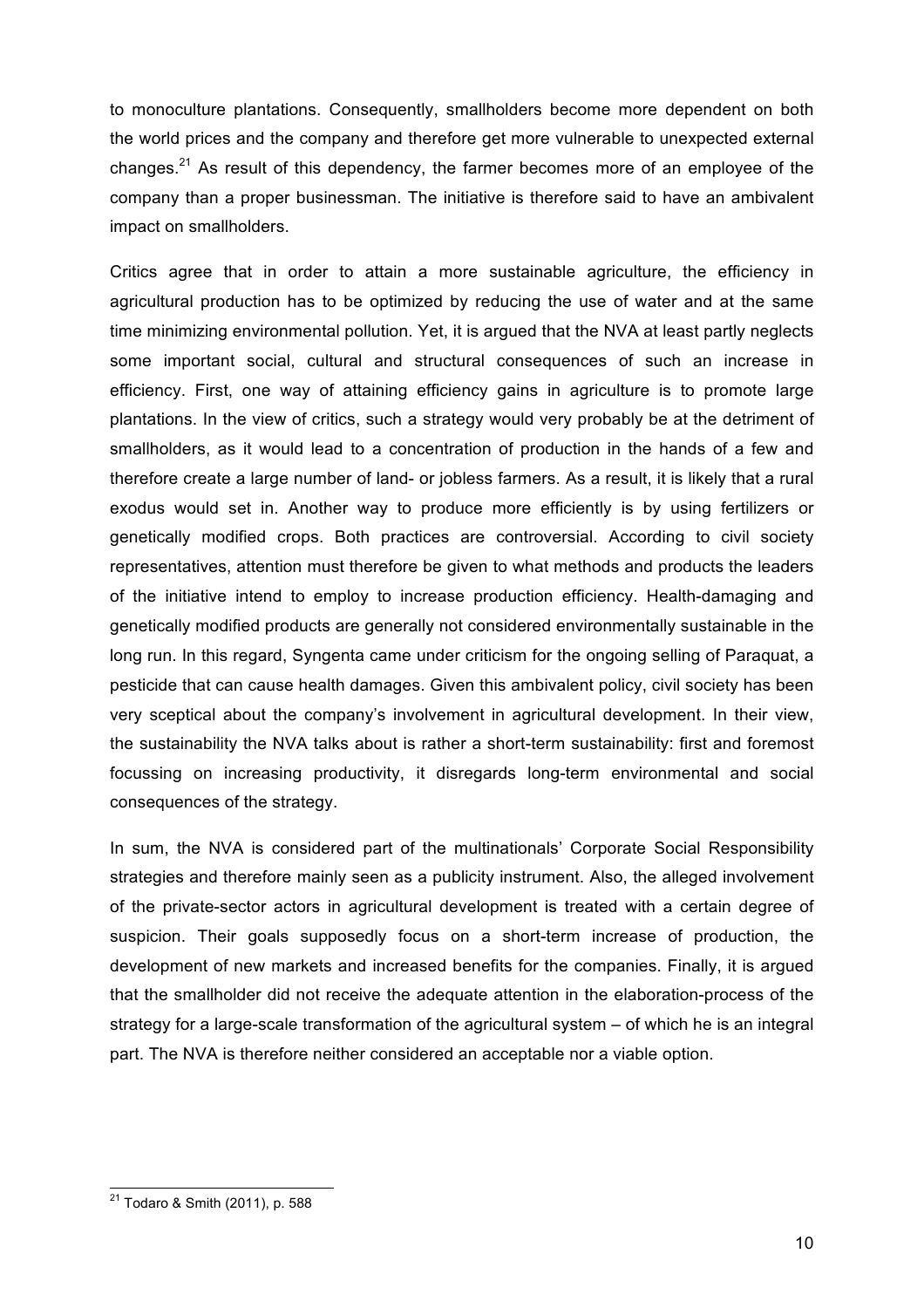to monoculture plantations. Consequently, smallholders become more dependent on both the world prices and the company and therefore get more vulnerable to unexpected external changes.[21] As result of this dependency, the farmer becomes more of an employee of the company than a proper businessman. The initiative is therefore said to have an ambivalent impact on smallholders.

Critics agree that in order to attain a more sustainable agriculture, the efficiency in agricultural production has to be optimized by reducing the use of water and at the same time minimizing environmental pollution. Yet, it is argued that the NVA at least partly neglects some important social, cultural and structural consequences of such an increase in efficiency. First, one way of attaining efficiency gains in agriculture is to promote large plantations. In the view of critics, such a strategy would very probably be at the detriment of smallholders, as it would lead to a concentration of production in the hands of a few and therefore create a large number of land- or jobless farmers. As a result, it is likely that a rural exodus would set in. Another way to produce more efficiently is by using fertilizers or genetically modified crops. Both practices are controversial. According to civil society representatives, attention must therefore be given to what methods and products the leaders of the initiative intend to employ to increase production efficiency. Health-damaging and genetically modified products are generally not considered environmentally sustainable in the long run. In this regard, Syngenta came under criticism for the ongoing selling of Paraquat, a pesticide that can cause health damages. Given this ambivalent policy, civil society has been very sceptical about the company's involvement in agricultural development. In their view, the sustainability the NVA talks about is rather a short-term sustainability: first and foremost focussing on increasing productivity, it disregards long-term environmental and social consequences of the strategy.

In sum, the NVA is considered part of the multinationals' Corporate Social Responsibility strategies and therefore mainly seen as a publicity instrument. Also, the alleged involvement of the private-sector actors in agricultural development is treated with a certain degree of suspicion. Their goals supposedly focus on a short-term increase of production, the development of new markets and increased benefits for the companies. Finally, it is argued that the smallholder did not receive the adequate attention in the elaboration-process of the strategy for a large-scale transformation of the agricultural system – of which he is an integral part. The NVA is therefore neither considered an acceptable nor a viable option.

---

[21] Todaro & Smith (2011), p. 588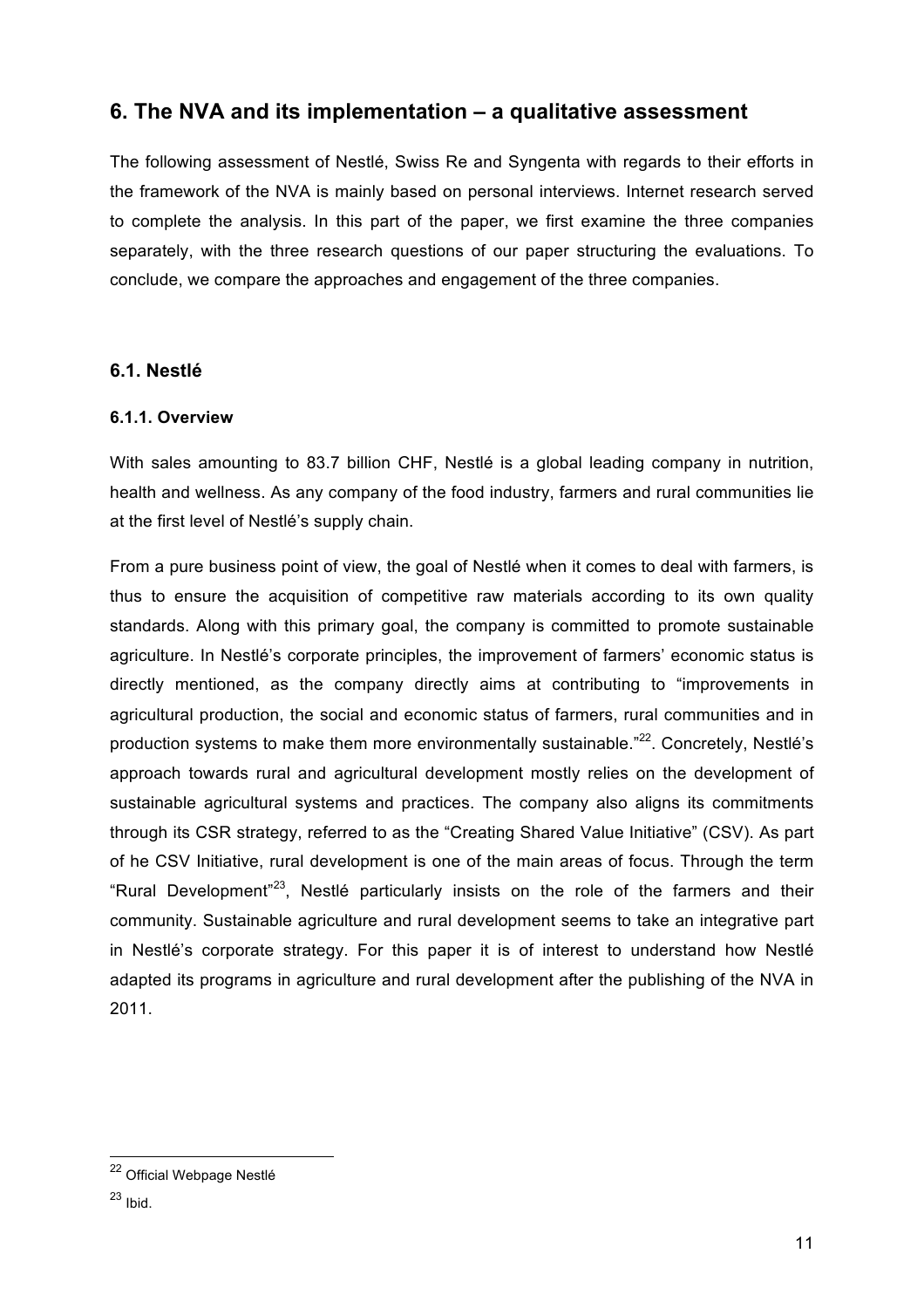## 6. The NVA and its implementation – a qualitative assessment

The following assessment of Nestlé, Swiss Re and Syngenta with regards to their efforts in the framework of the NVA is mainly based on personal interviews. Internet research served to complete the analysis. In this part of the paper, we first examine the three companies separately, with the three research questions of our paper structuring the evaluations. To conclude, we compare the approaches and engagement of the three companies.

### 6.1. Nestlé

#### 6.1.1. Overview

With sales amounting to 83.7 billion CHF, Nestlé is a global leading company in nutrition, health and wellness. As any company of the food industry, farmers and rural communities lie at the first level of Nestlé's supply chain.

From a pure business point of view, the goal of Nestlé when it comes to deal with farmers, is thus to ensure the acquisition of competitive raw materials according to its own quality standards. Along with this primary goal, the company is committed to promote sustainable agriculture. In Nestlé's corporate principles, the improvement of farmers' economic status is directly mentioned, as the company directly aims at contributing to "improvements in agricultural production, the social and economic status of farmers, rural communities and in production systems to make them more environmentally sustainable."[22]. Concretely, Nestlé's approach towards rural and agricultural development mostly relies on the development of sustainable agricultural systems and practices. The company also aligns its commitments through its CSR strategy, referred to as the "Creating Shared Value Initiative" (CSV). As part of he CSV Initiative, rural development is one of the main areas of focus. Through the term "Rural Development"[23], Nestlé particularly insists on the role of the farmers and their community. Sustainable agriculture and rural development seems to take an integrative part in Nestlé's corporate strategy. For this paper it is of interest to understand how Nestlé adapted its programs in agriculture and rural development after the publishing of the NVA in 2011.

---

[22] Official Webpage Nestlé

[23] Ibid.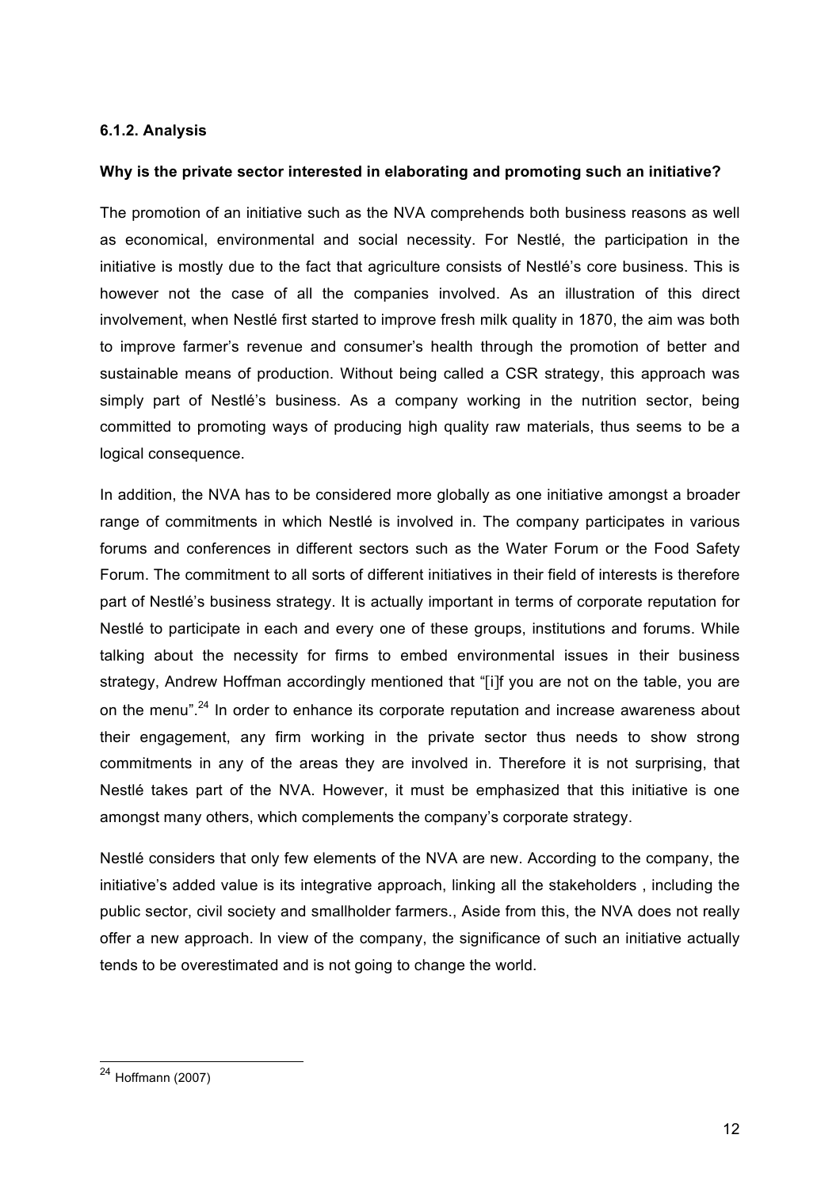### 6.1.2. Analysis

**Why is the private sector interested in elaborating and promoting such an initiative?**

The promotion of an initiative such as the NVA comprehends both business reasons as well as economical, environmental and social necessity. For Nestlé, the participation in the initiative is mostly due to the fact that agriculture consists of Nestlé's core business. This is however not the case of all the companies involved. As an illustration of this direct involvement, when Nestlé first started to improve fresh milk quality in 1870, the aim was both to improve farmer's revenue and consumer's health through the promotion of better and sustainable means of production. Without being called a CSR strategy, this approach was simply part of Nestlé's business. As a company working in the nutrition sector, being committed to promoting ways of producing high quality raw materials, thus seems to be a logical consequence.

In addition, the NVA has to be considered more globally as one initiative amongst a broader range of commitments in which Nestlé is involved in. The company participates in various forums and conferences in different sectors such as the Water Forum or the Food Safety Forum. The commitment to all sorts of different initiatives in their field of interests is therefore part of Nestlé's business strategy. It is actually important in terms of corporate reputation for Nestlé to participate in each and every one of these groups, institutions and forums. While talking about the necessity for firms to embed environmental issues in their business strategy, Andrew Hoffman accordingly mentioned that "[i]f you are not on the table, you are on the menu".[24] In order to enhance its corporate reputation and increase awareness about their engagement, any firm working in the private sector thus needs to show strong commitments in any of the areas they are involved in. Therefore it is not surprising, that Nestlé takes part of the NVA. However, it must be emphasized that this initiative is one amongst many others, which complements the company's corporate strategy.

Nestlé considers that only few elements of the NVA are new. According to the company, the initiative's added value is its integrative approach, linking all the stakeholders , including the public sector, civil society and smallholder farmers., Aside from this, the NVA does not really offer a new approach. In view of the company, the significance of such an initiative actually tends to be overestimated and is not going to change the world.

---

[24] Hoffmann (2007)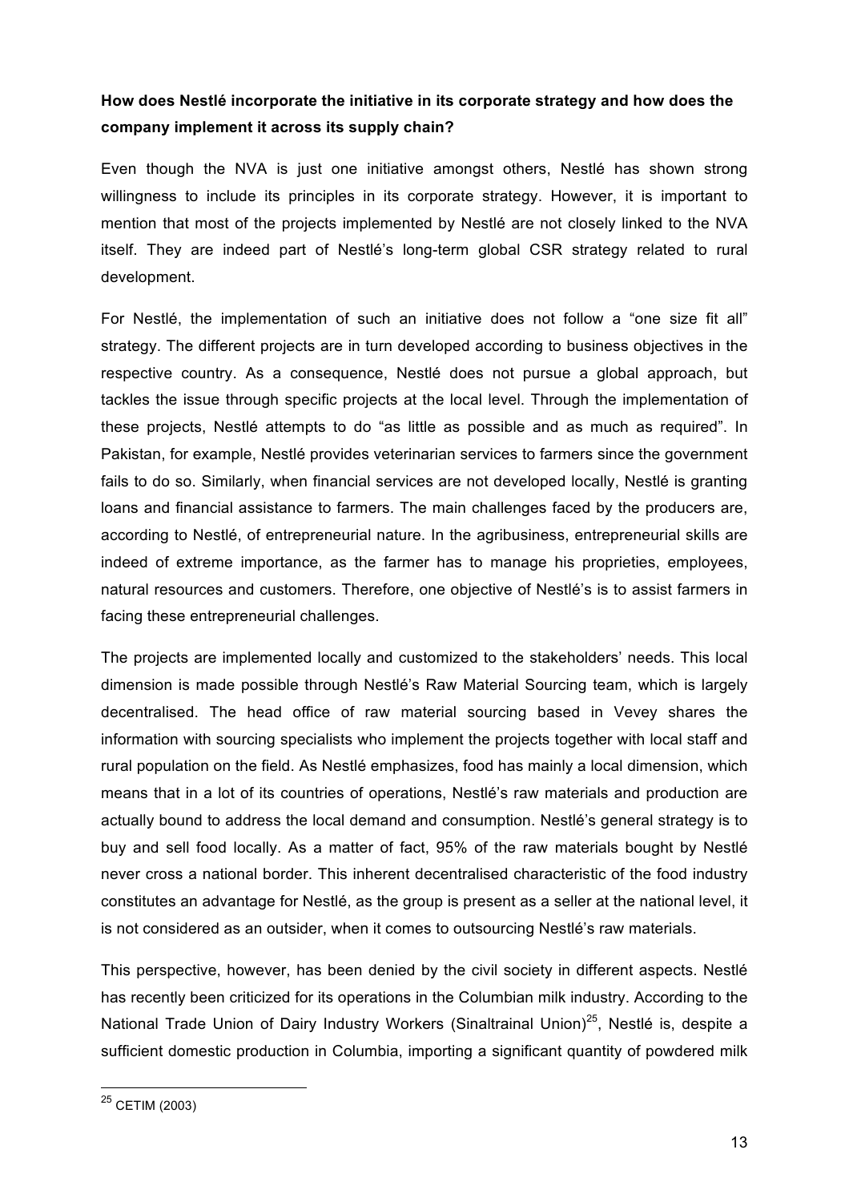**How does Nestlé incorporate the initiative in its corporate strategy and how does the company implement it across its supply chain?**

Even though the NVA is just one initiative amongst others, Nestlé has shown strong willingness to include its principles in its corporate strategy. However, it is important to mention that most of the projects implemented by Nestlé are not closely linked to the NVA itself. They are indeed part of Nestlé's long-term global CSR strategy related to rural development.

For Nestlé, the implementation of such an initiative does not follow a "one size fit all" strategy. The different projects are in turn developed according to business objectives in the respective country. As a consequence, Nestlé does not pursue a global approach, but tackles the issue through specific projects at the local level. Through the implementation of these projects, Nestlé attempts to do "as little as possible and as much as required". In Pakistan, for example, Nestlé provides veterinarian services to farmers since the government fails to do so. Similarly, when financial services are not developed locally, Nestlé is granting loans and financial assistance to farmers. The main challenges faced by the producers are, according to Nestlé, of entrepreneurial nature. In the agribusiness, entrepreneurial skills are indeed of extreme importance, as the farmer has to manage his proprieties, employees, natural resources and customers. Therefore, one objective of Nestlé's is to assist farmers in facing these entrepreneurial challenges.

The projects are implemented locally and customized to the stakeholders' needs. This local dimension is made possible through Nestlé's Raw Material Sourcing team, which is largely decentralised. The head office of raw material sourcing based in Vevey shares the information with sourcing specialists who implement the projects together with local staff and rural population on the field. As Nestlé emphasizes, food has mainly a local dimension, which means that in a lot of its countries of operations, Nestlé's raw materials and production are actually bound to address the local demand and consumption. Nestlé's general strategy is to buy and sell food locally. As a matter of fact, 95% of the raw materials bought by Nestlé never cross a national border. This inherent decentralised characteristic of the food industry constitutes an advantage for Nestlé, as the group is present as a seller at the national level, it is not considered as an outsider, when it comes to outsourcing Nestlé's raw materials.

This perspective, however, has been denied by the civil society in different aspects. Nestlé has recently been criticized for its operations in the Columbian milk industry. According to the National Trade Union of Dairy Industry Workers (Sinaltrainal Union)[25], Nestlé is, despite a sufficient domestic production in Columbia, importing a significant quantity of powdered milk

[25] CETIM (2003)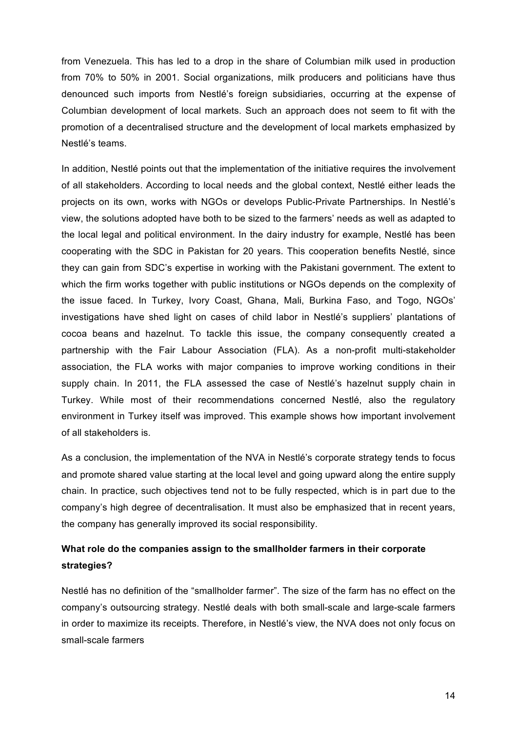from Venezuela. This has led to a drop in the share of Columbian milk used in production from 70% to 50% in 2001. Social organizations, milk producers and politicians have thus denounced such imports from Nestlé's foreign subsidiaries, occurring at the expense of Columbian development of local markets. Such an approach does not seem to fit with the promotion of a decentralised structure and the development of local markets emphasized by Nestlé's teams.

In addition, Nestlé points out that the implementation of the initiative requires the involvement of all stakeholders. According to local needs and the global context, Nestlé either leads the projects on its own, works with NGOs or develops Public-Private Partnerships. In Nestlé's view, the solutions adopted have both to be sized to the farmers' needs as well as adapted to the local legal and political environment. In the dairy industry for example, Nestlé has been cooperating with the SDC in Pakistan for 20 years. This cooperation benefits Nestlé, since they can gain from SDC's expertise in working with the Pakistani government. The extent to which the firm works together with public institutions or NGOs depends on the complexity of the issue faced. In Turkey, Ivory Coast, Ghana, Mali, Burkina Faso, and Togo, NGOs' investigations have shed light on cases of child labor in Nestlé's suppliers' plantations of cocoa beans and hazelnut. To tackle this issue, the company consequently created a partnership with the Fair Labour Association (FLA). As a non-profit multi-stakeholder association, the FLA works with major companies to improve working conditions in their supply chain. In 2011, the FLA assessed the case of Nestlé's hazelnut supply chain in Turkey. While most of their recommendations concerned Nestlé, also the regulatory environment in Turkey itself was improved. This example shows how important involvement of all stakeholders is.

As a conclusion, the implementation of the NVA in Nestlé's corporate strategy tends to focus and promote shared value starting at the local level and going upward along the entire supply chain. In practice, such objectives tend not to be fully respected, which is in part due to the company's high degree of decentralisation. It must also be emphasized that in recent years, the company has generally improved its social responsibility.

**What role do the companies assign to the smallholder farmers in their corporate strategies?**

Nestlé has no definition of the "smallholder farmer". The size of the farm has no effect on the company's outsourcing strategy. Nestlé deals with both small-scale and large-scale farmers in order to maximize its receipts. Therefore, in Nestlé's view, the NVA does not only focus on small-scale farmers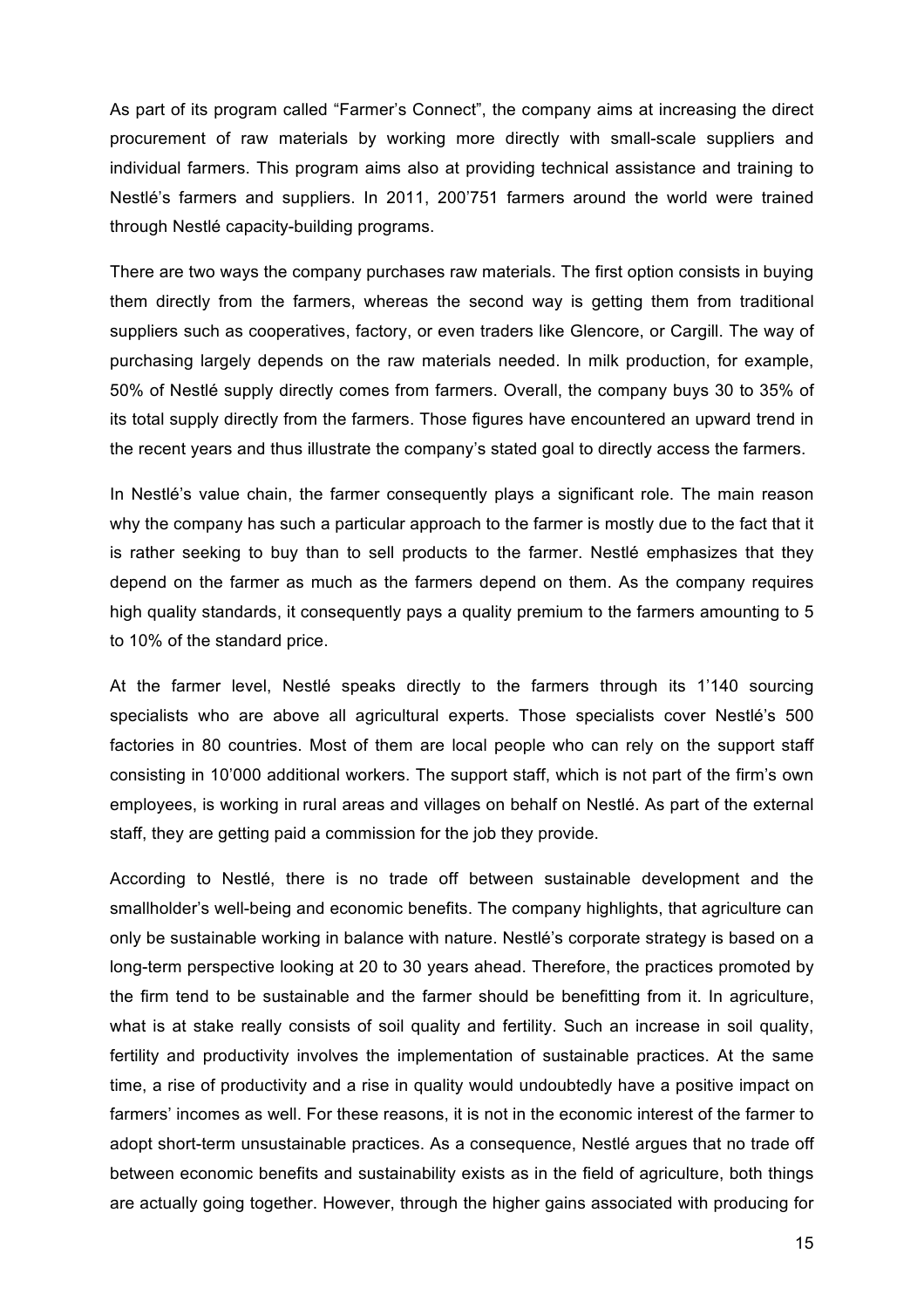As part of its program called "Farmer's Connect", the company aims at increasing the direct procurement of raw materials by working more directly with small-scale suppliers and individual farmers. This program aims also at providing technical assistance and training to Nestlé's farmers and suppliers. In 2011, 200'751 farmers around the world were trained through Nestlé capacity-building programs.

There are two ways the company purchases raw materials. The first option consists in buying them directly from the farmers, whereas the second way is getting them from traditional suppliers such as cooperatives, factory, or even traders like Glencore, or Cargill. The way of purchasing largely depends on the raw materials needed. In milk production, for example, 50% of Nestlé supply directly comes from farmers. Overall, the company buys 30 to 35% of its total supply directly from the farmers. Those figures have encountered an upward trend in the recent years and thus illustrate the company's stated goal to directly access the farmers.

In Nestlé's value chain, the farmer consequently plays a significant role. The main reason why the company has such a particular approach to the farmer is mostly due to the fact that it is rather seeking to buy than to sell products to the farmer. Nestlé emphasizes that they depend on the farmer as much as the farmers depend on them. As the company requires high quality standards, it consequently pays a quality premium to the farmers amounting to 5 to 10% of the standard price.

At the farmer level, Nestlé speaks directly to the farmers through its 1'140 sourcing specialists who are above all agricultural experts. Those specialists cover Nestlé's 500 factories in 80 countries. Most of them are local people who can rely on the support staff consisting in 10'000 additional workers. The support staff, which is not part of the firm's own employees, is working in rural areas and villages on behalf on Nestlé. As part of the external staff, they are getting paid a commission for the job they provide.

According to Nestlé, there is no trade off between sustainable development and the smallholder's well-being and economic benefits. The company highlights, that agriculture can only be sustainable working in balance with nature. Nestlé's corporate strategy is based on a long-term perspective looking at 20 to 30 years ahead. Therefore, the practices promoted by the firm tend to be sustainable and the farmer should be benefitting from it. In agriculture, what is at stake really consists of soil quality and fertility. Such an increase in soil quality, fertility and productivity involves the implementation of sustainable practices. At the same time, a rise of productivity and a rise in quality would undoubtedly have a positive impact on farmers' incomes as well. For these reasons, it is not in the economic interest of the farmer to adopt short-term unsustainable practices. As a consequence, Nestlé argues that no trade off between economic benefits and sustainability exists as in the field of agriculture, both things are actually going together. However, through the higher gains associated with producing for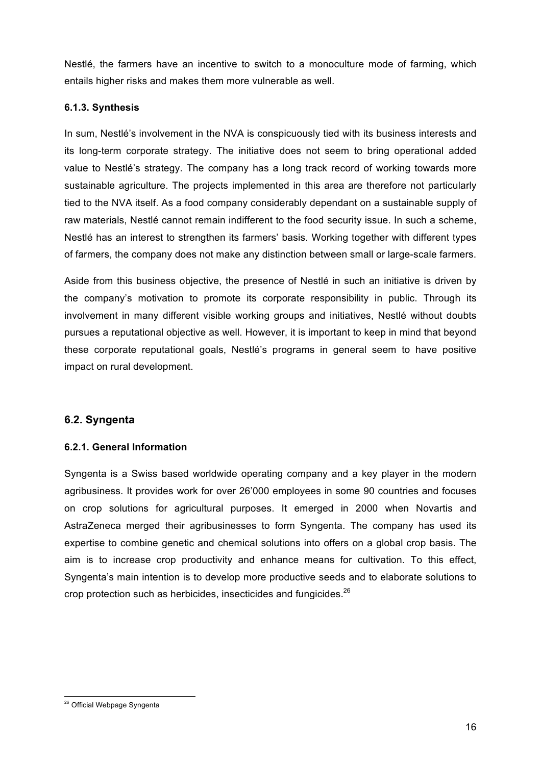Nestlé, the farmers have an incentive to switch to a monoculture mode of farming, which entails higher risks and makes them more vulnerable as well.

#### 6.1.3. Synthesis

In sum, Nestlé's involvement in the NVA is conspicuously tied with its business interests and its long-term corporate strategy. The initiative does not seem to bring operational added value to Nestlé's strategy. The company has a long track record of working towards more sustainable agriculture. The projects implemented in this area are therefore not particularly tied to the NVA itself. As a food company considerably dependant on a sustainable supply of raw materials, Nestlé cannot remain indifferent to the food security issue. In such a scheme, Nestlé has an interest to strengthen its farmers' basis. Working together with different types of farmers, the company does not make any distinction between small or large-scale farmers.

Aside from this business objective, the presence of Nestlé in such an initiative is driven by the company's motivation to promote its corporate responsibility in public. Through its involvement in many different visible working groups and initiatives, Nestlé without doubts pursues a reputational objective as well. However, it is important to keep in mind that beyond these corporate reputational goals, Nestlé's programs in general seem to have positive impact on rural development.

### 6.2. Syngenta

#### 6.2.1. General Information

Syngenta is a Swiss based worldwide operating company and a key player in the modern agribusiness. It provides work for over 26'000 employees in some 90 countries and focuses on crop solutions for agricultural purposes. It emerged in 2000 when Novartis and AstraZeneca merged their agribusinesses to form Syngenta. The company has used its expertise to combine genetic and chemical solutions into offers on a global crop basis. The aim is to increase crop productivity and enhance means for cultivation. To this effect, Syngenta's main intention is to develop more productive seeds and to elaborate solutions to crop protection such as herbicides, insecticides and fungicides.[26]

[26] Official Webpage Syngenta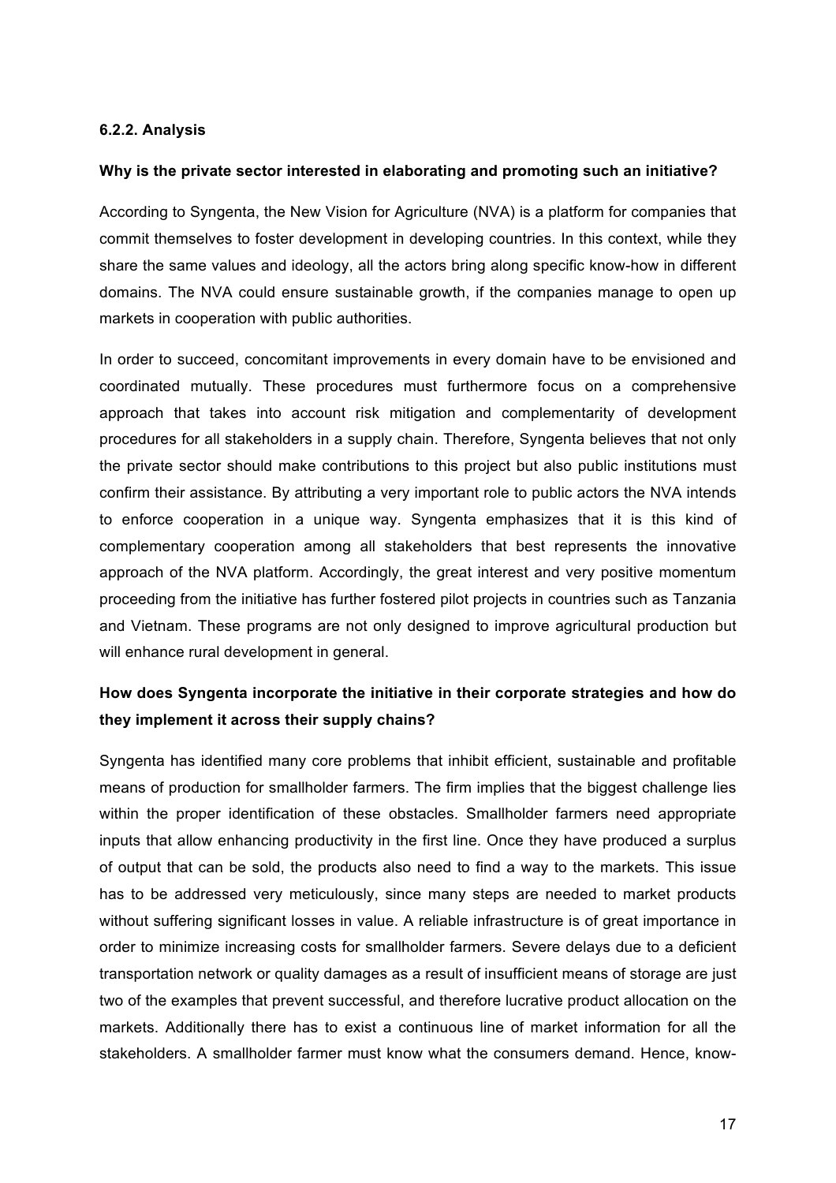#### 6.2.2. Analysis

**Why is the private sector interested in elaborating and promoting such an initiative?**

According to Syngenta, the New Vision for Agriculture (NVA) is a platform for companies that commit themselves to foster development in developing countries. In this context, while they share the same values and ideology, all the actors bring along specific know-how in different domains. The NVA could ensure sustainable growth, if the companies manage to open up markets in cooperation with public authorities.

In order to succeed, concomitant improvements in every domain have to be envisioned and coordinated mutually. These procedures must furthermore focus on a comprehensive approach that takes into account risk mitigation and complementarity of development procedures for all stakeholders in a supply chain. Therefore, Syngenta believes that not only the private sector should make contributions to this project but also public institutions must confirm their assistance. By attributing a very important role to public actors the NVA intends to enforce cooperation in a unique way. Syngenta emphasizes that it is this kind of complementary cooperation among all stakeholders that best represents the innovative approach of the NVA platform. Accordingly, the great interest and very positive momentum proceeding from the initiative has further fostered pilot projects in countries such as Tanzania and Vietnam. These programs are not only designed to improve agricultural production but will enhance rural development in general.

**How does Syngenta incorporate the initiative in their corporate strategies and how do they implement it across their supply chains?**

Syngenta has identified many core problems that inhibit efficient, sustainable and profitable means of production for smallholder farmers. The firm implies that the biggest challenge lies within the proper identification of these obstacles. Smallholder farmers need appropriate inputs that allow enhancing productivity in the first line. Once they have produced a surplus of output that can be sold, the products also need to find a way to the markets. This issue has to be addressed very meticulously, since many steps are needed to market products without suffering significant losses in value. A reliable infrastructure is of great importance in order to minimize increasing costs for smallholder farmers. Severe delays due to a deficient transportation network or quality damages as a result of insufficient means of storage are just two of the examples that prevent successful, and therefore lucrative product allocation on the markets. Additionally there has to exist a continuous line of market information for all the stakeholders. A smallholder farmer must know what the consumers demand. Hence, know-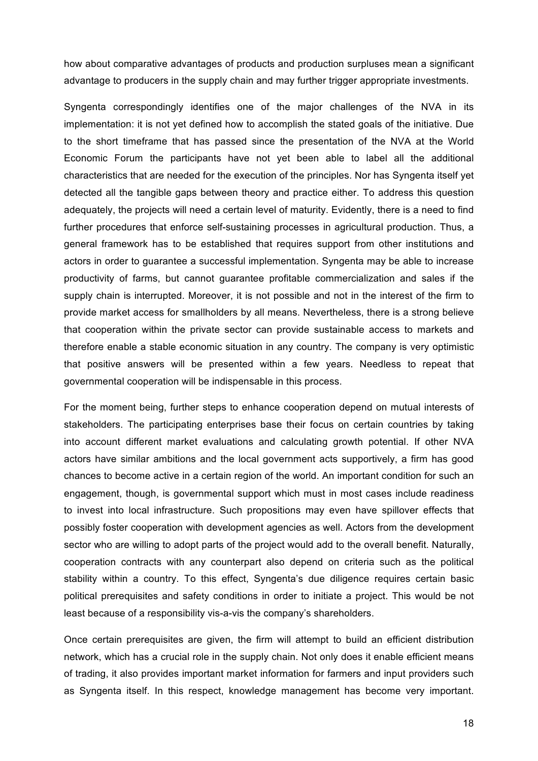how about comparative advantages of products and production surpluses mean a significant advantage to producers in the supply chain and may further trigger appropriate investments.

Syngenta correspondingly identifies one of the major challenges of the NVA in its implementation: it is not yet defined how to accomplish the stated goals of the initiative. Due to the short timeframe that has passed since the presentation of the NVA at the World Economic Forum the participants have not yet been able to label all the additional characteristics that are needed for the execution of the principles. Nor has Syngenta itself yet detected all the tangible gaps between theory and practice either. To address this question adequately, the projects will need a certain level of maturity. Evidently, there is a need to find further procedures that enforce self-sustaining processes in agricultural production. Thus, a general framework has to be established that requires support from other institutions and actors in order to guarantee a successful implementation. Syngenta may be able to increase productivity of farms, but cannot guarantee profitable commercialization and sales if the supply chain is interrupted. Moreover, it is not possible and not in the interest of the firm to provide market access for smallholders by all means. Nevertheless, there is a strong believe that cooperation within the private sector can provide sustainable access to markets and therefore enable a stable economic situation in any country. The company is very optimistic that positive answers will be presented within a few years. Needless to repeat that governmental cooperation will be indispensable in this process.

For the moment being, further steps to enhance cooperation depend on mutual interests of stakeholders. The participating enterprises base their focus on certain countries by taking into account different market evaluations and calculating growth potential. If other NVA actors have similar ambitions and the local government acts supportively, a firm has good chances to become active in a certain region of the world. An important condition for such an engagement, though, is governmental support which must in most cases include readiness to invest into local infrastructure. Such propositions may even have spillover effects that possibly foster cooperation with development agencies as well. Actors from the development sector who are willing to adopt parts of the project would add to the overall benefit. Naturally, cooperation contracts with any counterpart also depend on criteria such as the political stability within a country. To this effect, Syngenta's due diligence requires certain basic political prerequisites and safety conditions in order to initiate a project. This would be not least because of a responsibility vis-a-vis the company's shareholders.

Once certain prerequisites are given, the firm will attempt to build an efficient distribution network, which has a crucial role in the supply chain. Not only does it enable efficient means of trading, it also provides important market information for farmers and input providers such as Syngenta itself. In this respect, knowledge management has become very important.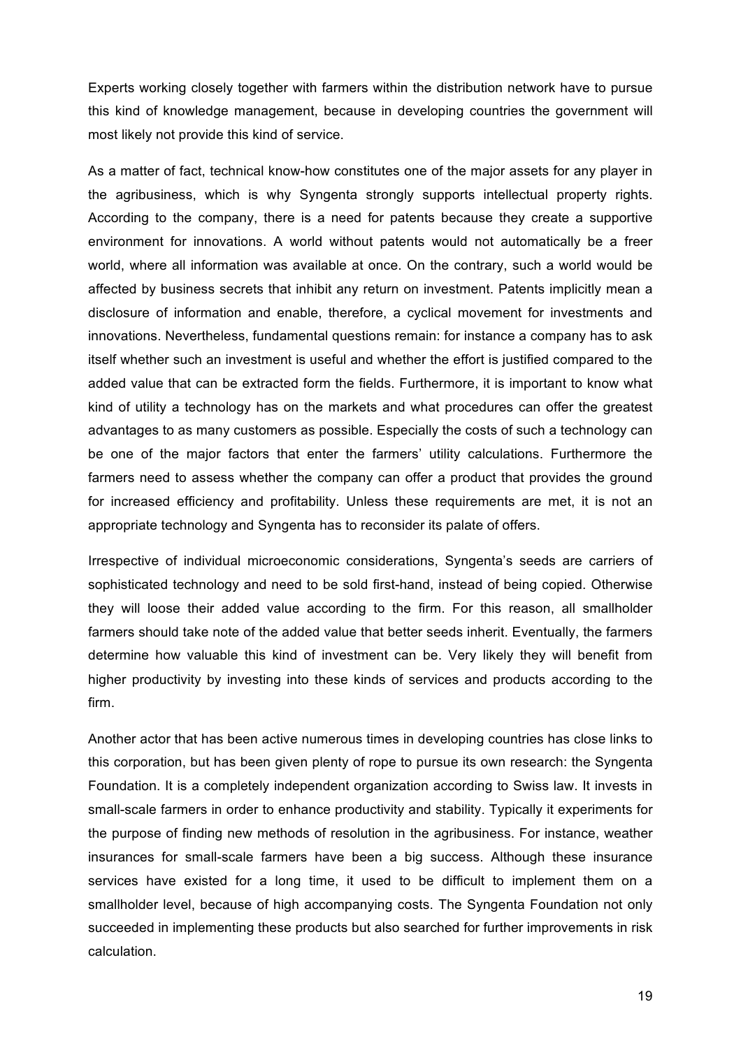Experts working closely together with farmers within the distribution network have to pursue this kind of knowledge management, because in developing countries the government will most likely not provide this kind of service.

As a matter of fact, technical know-how constitutes one of the major assets for any player in the agribusiness, which is why Syngenta strongly supports intellectual property rights. According to the company, there is a need for patents because they create a supportive environment for innovations. A world without patents would not automatically be a freer world, where all information was available at once. On the contrary, such a world would be affected by business secrets that inhibit any return on investment. Patents implicitly mean a disclosure of information and enable, therefore, a cyclical movement for investments and innovations. Nevertheless, fundamental questions remain: for instance a company has to ask itself whether such an investment is useful and whether the effort is justified compared to the added value that can be extracted form the fields. Furthermore, it is important to know what kind of utility a technology has on the markets and what procedures can offer the greatest advantages to as many customers as possible. Especially the costs of such a technology can be one of the major factors that enter the farmers' utility calculations. Furthermore the farmers need to assess whether the company can offer a product that provides the ground for increased efficiency and profitability. Unless these requirements are met, it is not an appropriate technology and Syngenta has to reconsider its palate of offers.

Irrespective of individual microeconomic considerations, Syngenta's seeds are carriers of sophisticated technology and need to be sold first-hand, instead of being copied. Otherwise they will loose their added value according to the firm. For this reason, all smallholder farmers should take note of the added value that better seeds inherit. Eventually, the farmers determine how valuable this kind of investment can be. Very likely they will benefit from higher productivity by investing into these kinds of services and products according to the firm.

Another actor that has been active numerous times in developing countries has close links to this corporation, but has been given plenty of rope to pursue its own research: the Syngenta Foundation. It is a completely independent organization according to Swiss law. It invests in small-scale farmers in order to enhance productivity and stability. Typically it experiments for the purpose of finding new methods of resolution in the agribusiness. For instance, weather insurances for small-scale farmers have been a big success. Although these insurance services have existed for a long time, it used to be difficult to implement them on a smallholder level, because of high accompanying costs. The Syngenta Foundation not only succeeded in implementing these products but also searched for further improvements in risk calculation.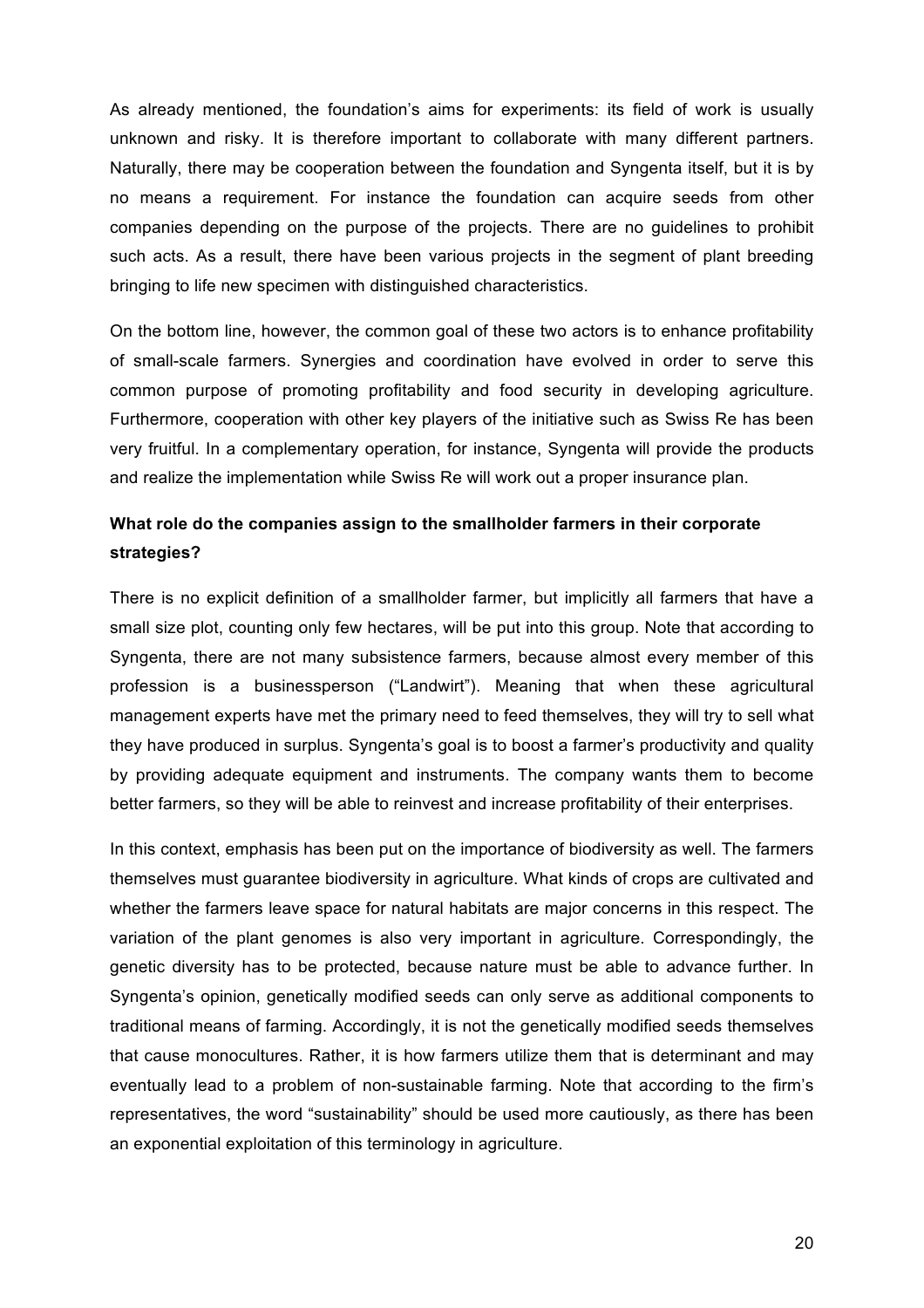As already mentioned, the foundation's aims for experiments: its field of work is usually unknown and risky. It is therefore important to collaborate with many different partners. Naturally, there may be cooperation between the foundation and Syngenta itself, but it is by no means a requirement. For instance the foundation can acquire seeds from other companies depending on the purpose of the projects. There are no guidelines to prohibit such acts. As a result, there have been various projects in the segment of plant breeding bringing to life new specimen with distinguished characteristics.

On the bottom line, however, the common goal of these two actors is to enhance profitability of small-scale farmers. Synergies and coordination have evolved in order to serve this common purpose of promoting profitability and food security in developing agriculture. Furthermore, cooperation with other key players of the initiative such as Swiss Re has been very fruitful. In a complementary operation, for instance, Syngenta will provide the products and realize the implementation while Swiss Re will work out a proper insurance plan.

**What role do the companies assign to the smallholder farmers in their corporate strategies?**

There is no explicit definition of a smallholder farmer, but implicitly all farmers that have a small size plot, counting only few hectares, will be put into this group. Note that according to Syngenta, there are not many subsistence farmers, because almost every member of this profession is a businessperson ("Landwirt"). Meaning that when these agricultural management experts have met the primary need to feed themselves, they will try to sell what they have produced in surplus. Syngenta's goal is to boost a farmer's productivity and quality by providing adequate equipment and instruments. The company wants them to become better farmers, so they will be able to reinvest and increase profitability of their enterprises.

In this context, emphasis has been put on the importance of biodiversity as well. The farmers themselves must guarantee biodiversity in agriculture. What kinds of crops are cultivated and whether the farmers leave space for natural habitats are major concerns in this respect. The variation of the plant genomes is also very important in agriculture. Correspondingly, the genetic diversity has to be protected, because nature must be able to advance further. In Syngenta's opinion, genetically modified seeds can only serve as additional components to traditional means of farming. Accordingly, it is not the genetically modified seeds themselves that cause monocultures. Rather, it is how farmers utilize them that is determinant and may eventually lead to a problem of non-sustainable farming. Note that according to the firm's representatives, the word "sustainability" should be used more cautiously, as there has been an exponential exploitation of this terminology in agriculture.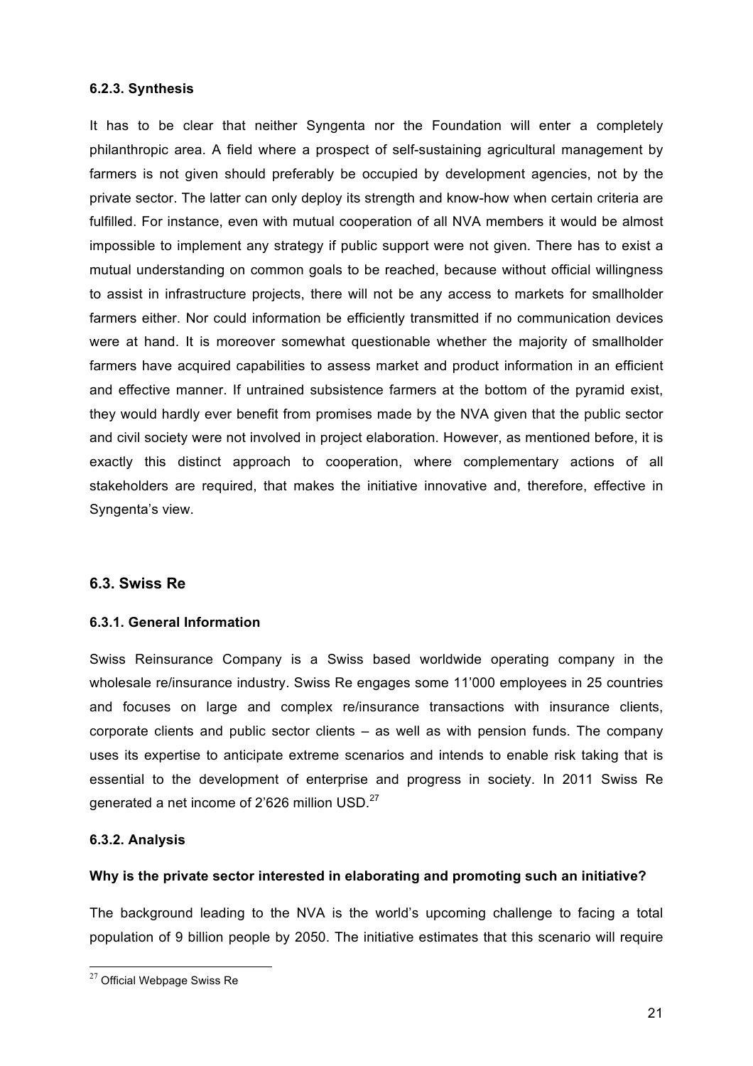### 6.2.3. Synthesis

It has to be clear that neither Syngenta nor the Foundation will enter a completely philanthropic area. A field where a prospect of self-sustaining agricultural management by farmers is not given should preferably be occupied by development agencies, not by the private sector. The latter can only deploy its strength and know-how when certain criteria are fulfilled. For instance, even with mutual cooperation of all NVA members it would be almost impossible to implement any strategy if public support were not given. There has to exist a mutual understanding on common goals to be reached, because without official willingness to assist in infrastructure projects, there will not be any access to markets for smallholder farmers either. Nor could information be efficiently transmitted if no communication devices were at hand. It is moreover somewhat questionable whether the majority of smallholder farmers have acquired capabilities to assess market and product information in an efficient and effective manner. If untrained subsistence farmers at the bottom of the pyramid exist, they would hardly ever benefit from promises made by the NVA given that the public sector and civil society were not involved in project elaboration. However, as mentioned before, it is exactly this distinct approach to cooperation, where complementary actions of all stakeholders are required, that makes the initiative innovative and, therefore, effective in Syngenta's view.

## 6.3. Swiss Re

### 6.3.1. General Information

Swiss Reinsurance Company is a Swiss based worldwide operating company in the wholesale re/insurance industry. Swiss Re engages some 11'000 employees in 25 countries and focuses on large and complex re/insurance transactions with insurance clients, corporate clients and public sector clients – as well as with pension funds. The company uses its expertise to anticipate extreme scenarios and intends to enable risk taking that is essential to the development of enterprise and progress in society. In 2011 Swiss Re generated a net income of 2'626 million USD.[27]

### 6.3.2. Analysis

**Why is the private sector interested in elaborating and promoting such an initiative?**

The background leading to the NVA is the world's upcoming challenge to facing a total population of 9 billion people by 2050. The initiative estimates that this scenario will require

[27] Official Webpage Swiss Re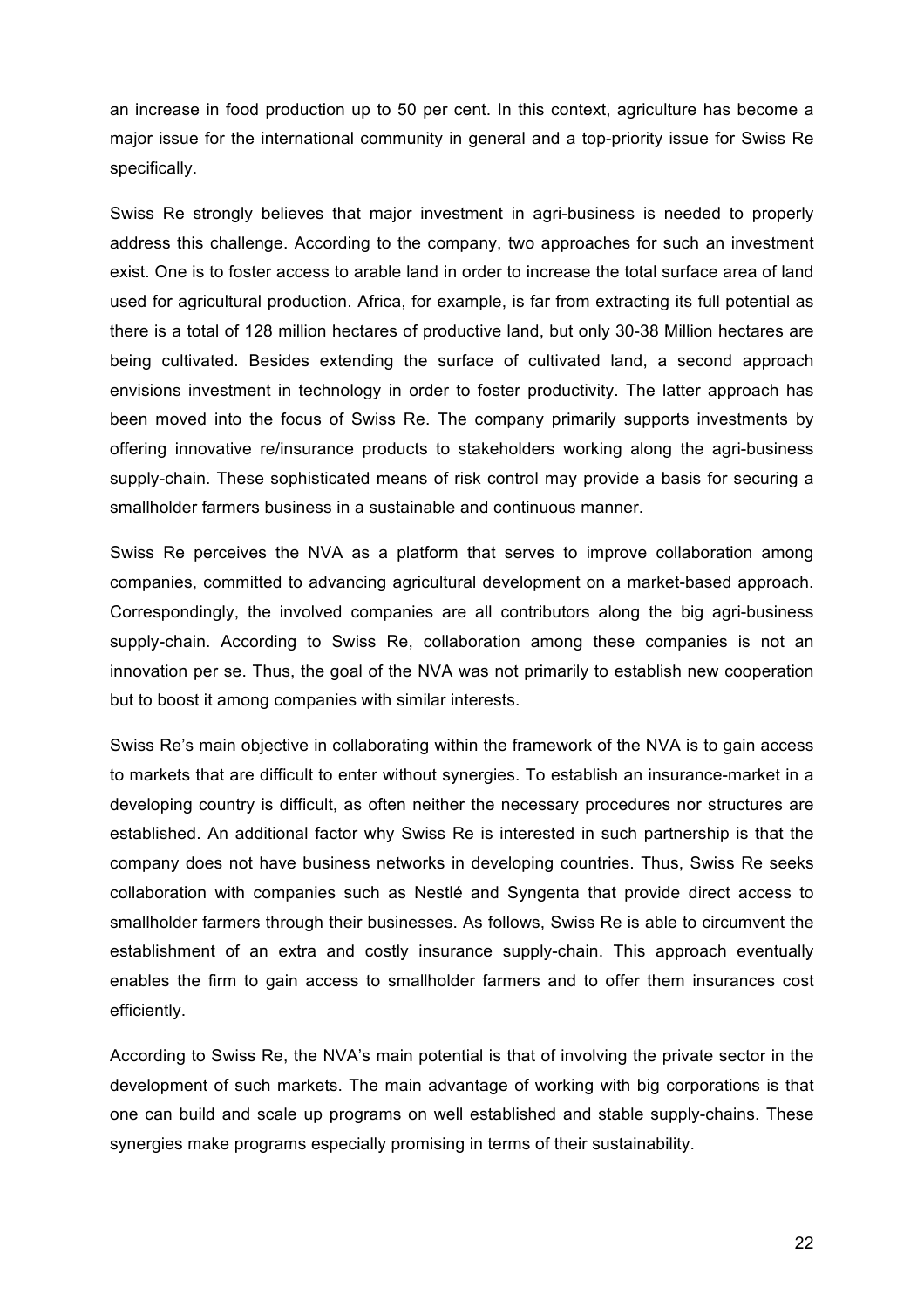an increase in food production up to 50 per cent. In this context, agriculture has become a major issue for the international community in general and a top-priority issue for Swiss Re specifically.

Swiss Re strongly believes that major investment in agri-business is needed to properly address this challenge. According to the company, two approaches for such an investment exist. One is to foster access to arable land in order to increase the total surface area of land used for agricultural production. Africa, for example, is far from extracting its full potential as there is a total of 128 million hectares of productive land, but only 30-38 Million hectares are being cultivated. Besides extending the surface of cultivated land, a second approach envisions investment in technology in order to foster productivity. The latter approach has been moved into the focus of Swiss Re. The company primarily supports investments by offering innovative re/insurance products to stakeholders working along the agri-business supply-chain. These sophisticated means of risk control may provide a basis for securing a smallholder farmers business in a sustainable and continuous manner.

Swiss Re perceives the NVA as a platform that serves to improve collaboration among companies, committed to advancing agricultural development on a market-based approach. Correspondingly, the involved companies are all contributors along the big agri-business supply-chain. According to Swiss Re, collaboration among these companies is not an innovation per se. Thus, the goal of the NVA was not primarily to establish new cooperation but to boost it among companies with similar interests.

Swiss Re's main objective in collaborating within the framework of the NVA is to gain access to markets that are difficult to enter without synergies. To establish an insurance-market in a developing country is difficult, as often neither the necessary procedures nor structures are established. An additional factor why Swiss Re is interested in such partnership is that the company does not have business networks in developing countries. Thus, Swiss Re seeks collaboration with companies such as Nestlé and Syngenta that provide direct access to smallholder farmers through their businesses. As follows, Swiss Re is able to circumvent the establishment of an extra and costly insurance supply-chain. This approach eventually enables the firm to gain access to smallholder farmers and to offer them insurances cost efficiently.

According to Swiss Re, the NVA's main potential is that of involving the private sector in the development of such markets. The main advantage of working with big corporations is that one can build and scale up programs on well established and stable supply-chains. These synergies make programs especially promising in terms of their sustainability.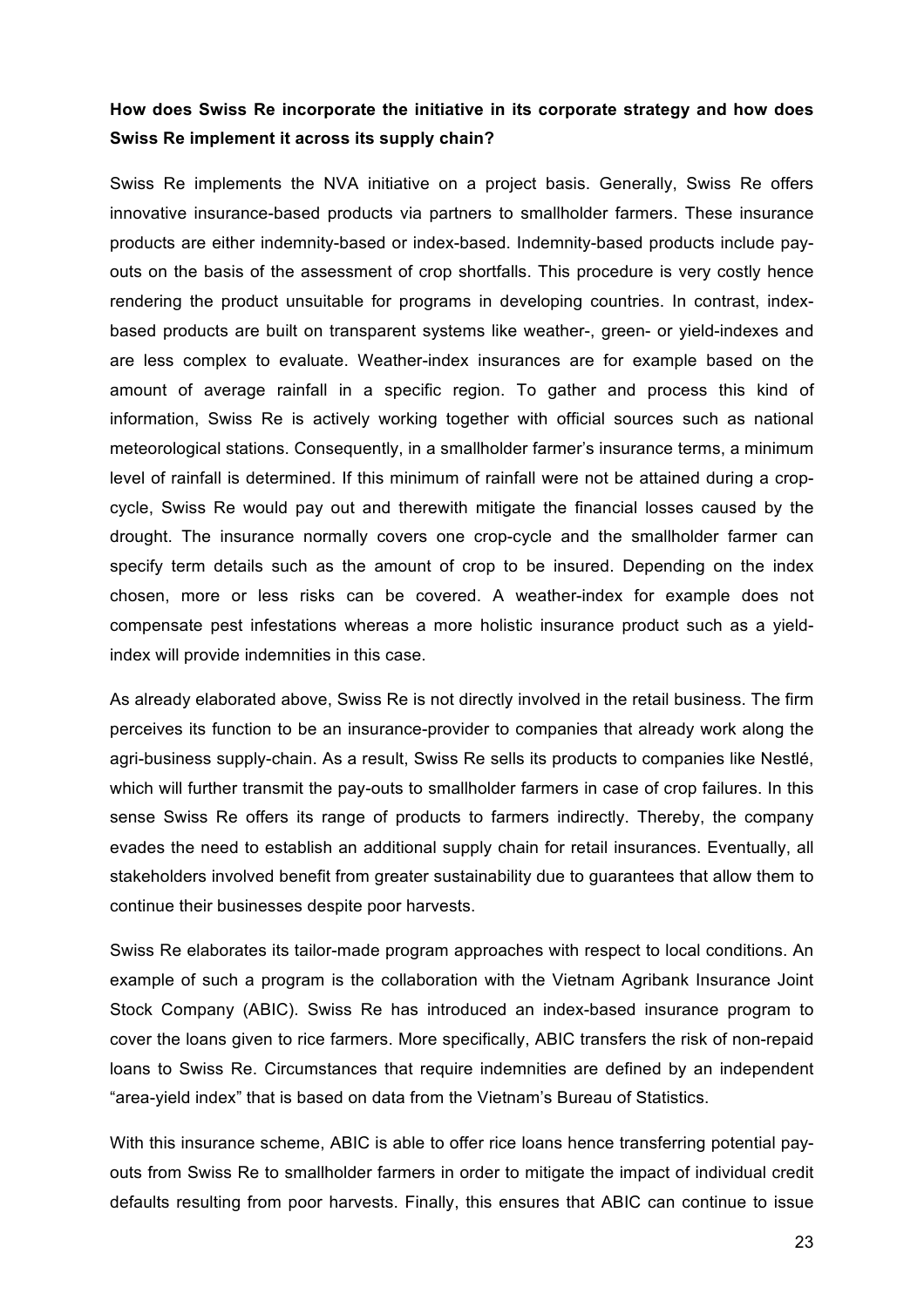**How does Swiss Re incorporate the initiative in its corporate strategy and how does Swiss Re implement it across its supply chain?**

Swiss Re implements the NVA initiative on a project basis. Generally, Swiss Re offers innovative insurance-based products via partners to smallholder farmers. These insurance products are either indemnity-based or index-based. Indemnity-based products include pay-outs on the basis of the assessment of crop shortfalls. This procedure is very costly hence rendering the product unsuitable for programs in developing countries. In contrast, index-based products are built on transparent systems like weather-, green- or yield-indexes and are less complex to evaluate. Weather-index insurances are for example based on the amount of average rainfall in a specific region. To gather and process this kind of information, Swiss Re is actively working together with official sources such as national meteorological stations. Consequently, in a smallholder farmer's insurance terms, a minimum level of rainfall is determined. If this minimum of rainfall were not be attained during a crop-cycle, Swiss Re would pay out and therewith mitigate the financial losses caused by the drought. The insurance normally covers one crop-cycle and the smallholder farmer can specify term details such as the amount of crop to be insured. Depending on the index chosen, more or less risks can be covered. A weather-index for example does not compensate pest infestations whereas a more holistic insurance product such as a yield-index will provide indemnities in this case.

As already elaborated above, Swiss Re is not directly involved in the retail business. The firm perceives its function to be an insurance-provider to companies that already work along the agri-business supply-chain. As a result, Swiss Re sells its products to companies like Nestlé, which will further transmit the pay-outs to smallholder farmers in case of crop failures. In this sense Swiss Re offers its range of products to farmers indirectly. Thereby, the company evades the need to establish an additional supply chain for retail insurances. Eventually, all stakeholders involved benefit from greater sustainability due to guarantees that allow them to continue their businesses despite poor harvests.

Swiss Re elaborates its tailor-made program approaches with respect to local conditions. An example of such a program is the collaboration with the Vietnam Agribank Insurance Joint Stock Company (ABIC). Swiss Re has introduced an index-based insurance program to cover the loans given to rice farmers. More specifically, ABIC transfers the risk of non-repaid loans to Swiss Re. Circumstances that require indemnities are defined by an independent "area-yield index" that is based on data from the Vietnam's Bureau of Statistics.

With this insurance scheme, ABIC is able to offer rice loans hence transferring potential pay-outs from Swiss Re to smallholder farmers in order to mitigate the impact of individual credit defaults resulting from poor harvests. Finally, this ensures that ABIC can continue to issue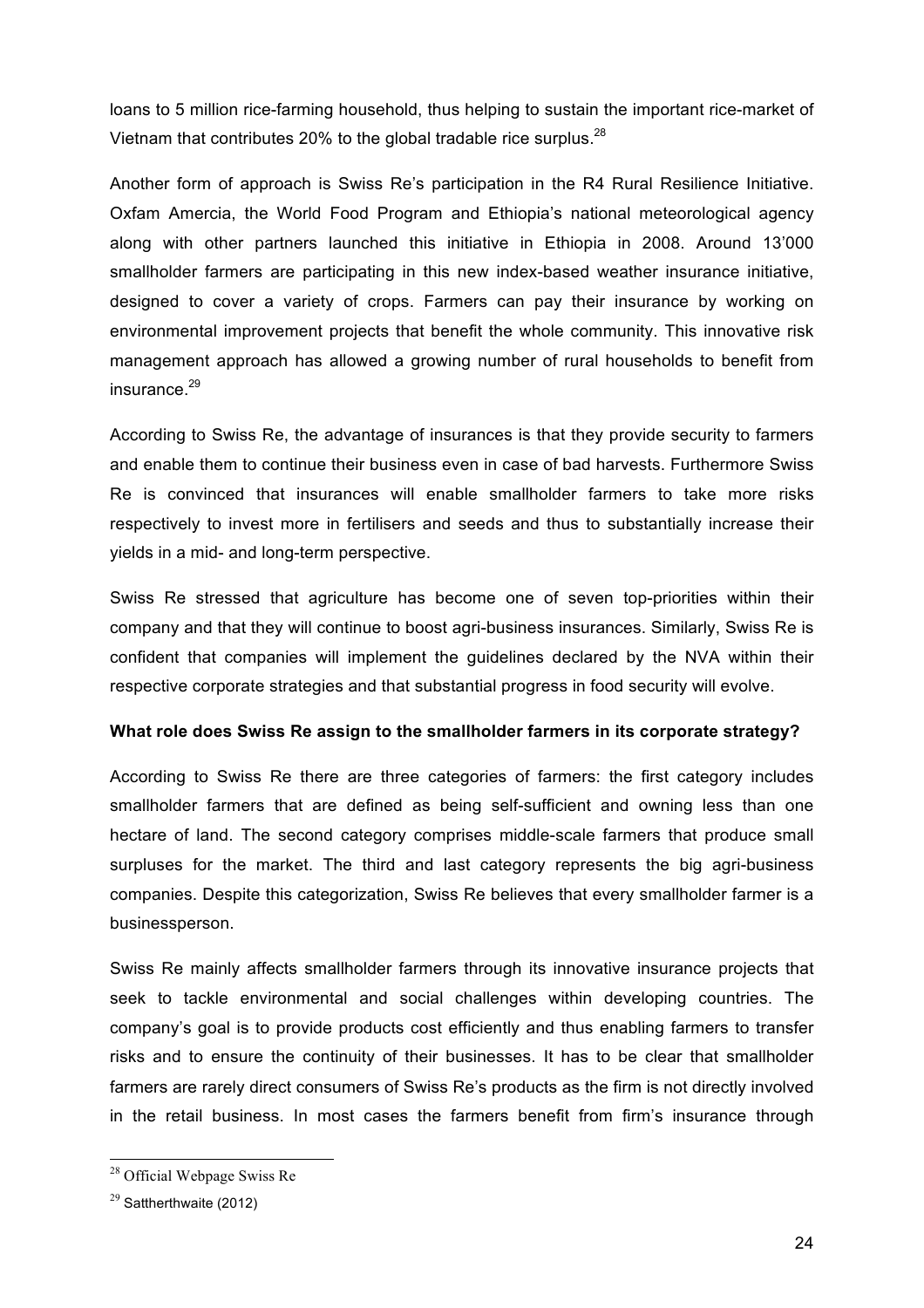loans to 5 million rice-farming household, thus helping to sustain the important rice-market of Vietnam that contributes 20% to the global tradable rice surplus.[28]

Another form of approach is Swiss Re's participation in the R4 Rural Resilience Initiative. Oxfam Amercia, the World Food Program and Ethiopia's national meteorological agency along with other partners launched this initiative in Ethiopia in 2008. Around 13'000 smallholder farmers are participating in this new index-based weather insurance initiative, designed to cover a variety of crops. Farmers can pay their insurance by working on environmental improvement projects that benefit the whole community. This innovative risk management approach has allowed a growing number of rural households to benefit from insurance.[29]

According to Swiss Re, the advantage of insurances is that they provide security to farmers and enable them to continue their business even in case of bad harvests. Furthermore Swiss Re is convinced that insurances will enable smallholder farmers to take more risks respectively to invest more in fertilisers and seeds and thus to substantially increase their yields in a mid- and long-term perspective.

Swiss Re stressed that agriculture has become one of seven top-priorities within their company and that they will continue to boost agri-business insurances. Similarly, Swiss Re is confident that companies will implement the guidelines declared by the NVA within their respective corporate strategies and that substantial progress in food security will evolve.

**What role does Swiss Re assign to the smallholder farmers in its corporate strategy?**

According to Swiss Re there are three categories of farmers: the first category includes smallholder farmers that are defined as being self-sufficient and owning less than one hectare of land. The second category comprises middle-scale farmers that produce small surpluses for the market. The third and last category represents the big agri-business companies. Despite this categorization, Swiss Re believes that every smallholder farmer is a businessperson.

Swiss Re mainly affects smallholder farmers through its innovative insurance projects that seek to tackle environmental and social challenges within developing countries. The company's goal is to provide products cost efficiently and thus enabling farmers to transfer risks and to ensure the continuity of their businesses. It has to be clear that smallholder farmers are rarely direct consumers of Swiss Re's products as the firm is not directly involved in the retail business. In most cases the farmers benefit from firm's insurance through

---

[28] Official Webpage Swiss Re

[29] Sattherthwaite (2012)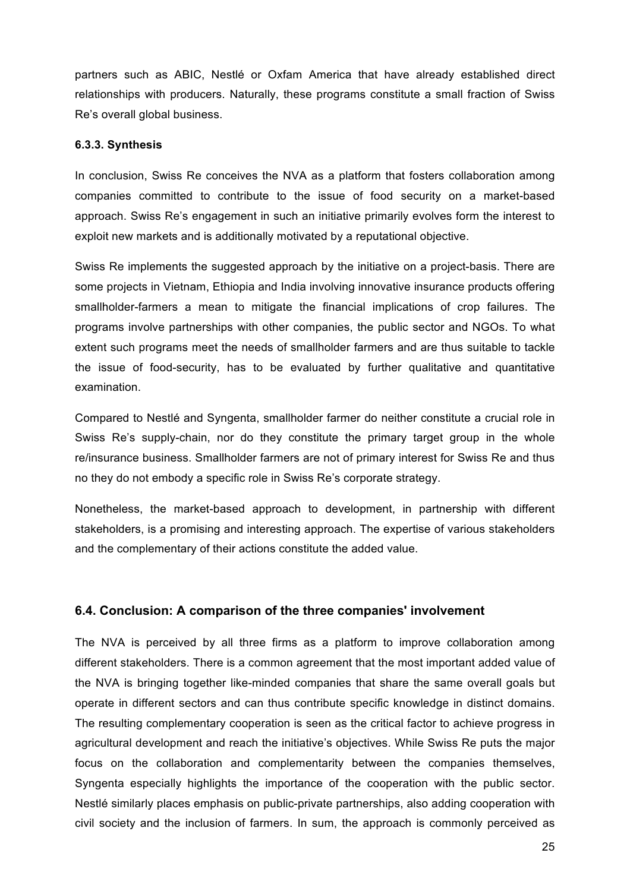partners such as ABIC, Nestlé or Oxfam America that have already established direct relationships with producers. Naturally, these programs constitute a small fraction of Swiss Re's overall global business.

#### 6.3.3. Synthesis

In conclusion, Swiss Re conceives the NVA as a platform that fosters collaboration among companies committed to contribute to the issue of food security on a market-based approach. Swiss Re's engagement in such an initiative primarily evolves form the interest to exploit new markets and is additionally motivated by a reputational objective.

Swiss Re implements the suggested approach by the initiative on a project-basis. There are some projects in Vietnam, Ethiopia and India involving innovative insurance products offering smallholder-farmers a mean to mitigate the financial implications of crop failures. The programs involve partnerships with other companies, the public sector and NGOs. To what extent such programs meet the needs of smallholder farmers and are thus suitable to tackle the issue of food-security, has to be evaluated by further qualitative and quantitative examination.

Compared to Nestlé and Syngenta, smallholder farmer do neither constitute a crucial role in Swiss Re's supply-chain, nor do they constitute the primary target group in the whole re/insurance business. Smallholder farmers are not of primary interest for Swiss Re and thus no they do not embody a specific role in Swiss Re's corporate strategy.

Nonetheless, the market-based approach to development, in partnership with different stakeholders, is a promising and interesting approach. The expertise of various stakeholders and the complementary of their actions constitute the added value.

### 6.4. Conclusion: A comparison of the three companies' involvement

The NVA is perceived by all three firms as a platform to improve collaboration among different stakeholders. There is a common agreement that the most important added value of the NVA is bringing together like-minded companies that share the same overall goals but operate in different sectors and can thus contribute specific knowledge in distinct domains. The resulting complementary cooperation is seen as the critical factor to achieve progress in agricultural development and reach the initiative's objectives. While Swiss Re puts the major focus on the collaboration and complementarity between the companies themselves, Syngenta especially highlights the importance of the cooperation with the public sector. Nestlé similarly places emphasis on public-private partnerships, also adding cooperation with civil society and the inclusion of farmers. In sum, the approach is commonly perceived as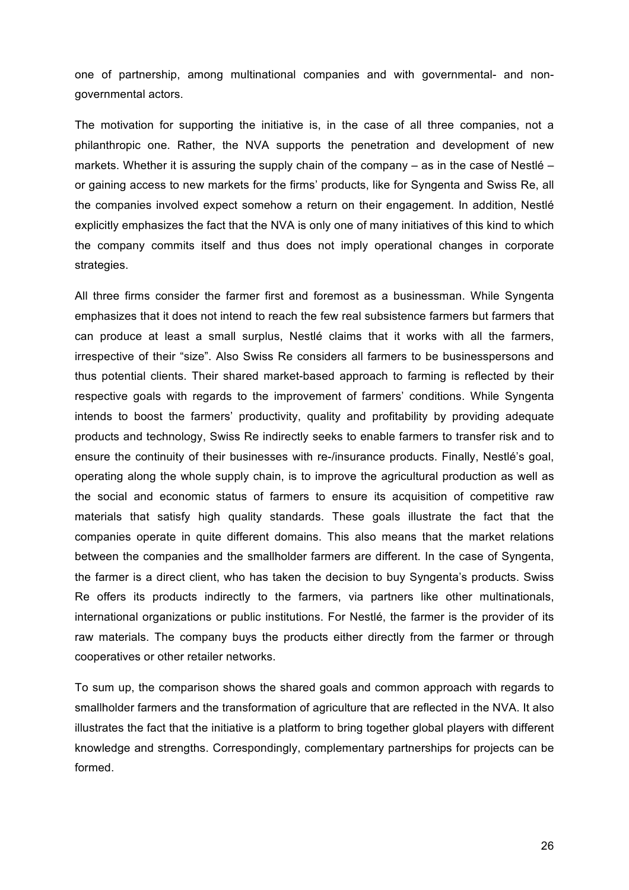one of partnership, among multinational companies and with governmental- and non-governmental actors.

The motivation for supporting the initiative is, in the case of all three companies, not a philanthropic one. Rather, the NVA supports the penetration and development of new markets. Whether it is assuring the supply chain of the company – as in the case of Nestlé – or gaining access to new markets for the firms' products, like for Syngenta and Swiss Re, all the companies involved expect somehow a return on their engagement. In addition, Nestlé explicitly emphasizes the fact that the NVA is only one of many initiatives of this kind to which the company commits itself and thus does not imply operational changes in corporate strategies.

All three firms consider the farmer first and foremost as a businessman. While Syngenta emphasizes that it does not intend to reach the few real subsistence farmers but farmers that can produce at least a small surplus, Nestlé claims that it works with all the farmers, irrespective of their "size". Also Swiss Re considers all farmers to be businesspersons and thus potential clients. Their shared market-based approach to farming is reflected by their respective goals with regards to the improvement of farmers' conditions. While Syngenta intends to boost the farmers' productivity, quality and profitability by providing adequate products and technology, Swiss Re indirectly seeks to enable farmers to transfer risk and to ensure the continuity of their businesses with re-/insurance products. Finally, Nestlé's goal, operating along the whole supply chain, is to improve the agricultural production as well as the social and economic status of farmers to ensure its acquisition of competitive raw materials that satisfy high quality standards. These goals illustrate the fact that the companies operate in quite different domains. This also means that the market relations between the companies and the smallholder farmers are different. In the case of Syngenta, the farmer is a direct client, who has taken the decision to buy Syngenta's products. Swiss Re offers its products indirectly to the farmers, via partners like other multinationals, international organizations or public institutions. For Nestlé, the farmer is the provider of its raw materials. The company buys the products either directly from the farmer or through cooperatives or other retailer networks.

To sum up, the comparison shows the shared goals and common approach with regards to smallholder farmers and the transformation of agriculture that are reflected in the NVA. It also illustrates the fact that the initiative is a platform to bring together global players with different knowledge and strengths. Correspondingly, complementary partnerships for projects can be formed.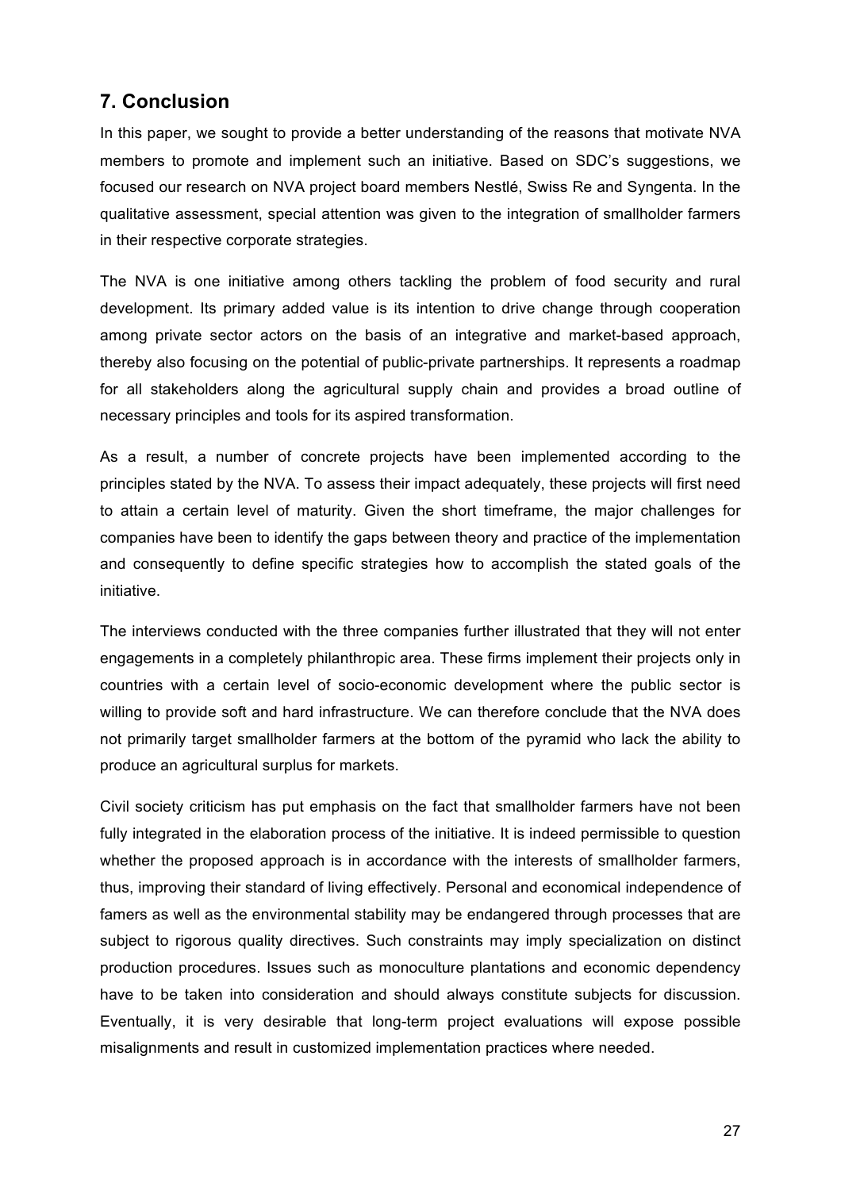## 7. Conclusion

In this paper, we sought to provide a better understanding of the reasons that motivate NVA members to promote and implement such an initiative. Based on SDC's suggestions, we focused our research on NVA project board members Nestlé, Swiss Re and Syngenta. In the qualitative assessment, special attention was given to the integration of smallholder farmers in their respective corporate strategies.

The NVA is one initiative among others tackling the problem of food security and rural development. Its primary added value is its intention to drive change through cooperation among private sector actors on the basis of an integrative and market-based approach, thereby also focusing on the potential of public-private partnerships. It represents a roadmap for all stakeholders along the agricultural supply chain and provides a broad outline of necessary principles and tools for its aspired transformation.

As a result, a number of concrete projects have been implemented according to the principles stated by the NVA. To assess their impact adequately, these projects will first need to attain a certain level of maturity. Given the short timeframe, the major challenges for companies have been to identify the gaps between theory and practice of the implementation and consequently to define specific strategies how to accomplish the stated goals of the initiative.

The interviews conducted with the three companies further illustrated that they will not enter engagements in a completely philanthropic area. These firms implement their projects only in countries with a certain level of socio-economic development where the public sector is willing to provide soft and hard infrastructure. We can therefore conclude that the NVA does not primarily target smallholder farmers at the bottom of the pyramid who lack the ability to produce an agricultural surplus for markets.

Civil society criticism has put emphasis on the fact that smallholder farmers have not been fully integrated in the elaboration process of the initiative. It is indeed permissible to question whether the proposed approach is in accordance with the interests of smallholder farmers, thus, improving their standard of living effectively. Personal and economical independence of famers as well as the environmental stability may be endangered through processes that are subject to rigorous quality directives. Such constraints may imply specialization on distinct production procedures. Issues such as monoculture plantations and economic dependency have to be taken into consideration and should always constitute subjects for discussion. Eventually, it is very desirable that long-term project evaluations will expose possible misalignments and result in customized implementation practices where needed.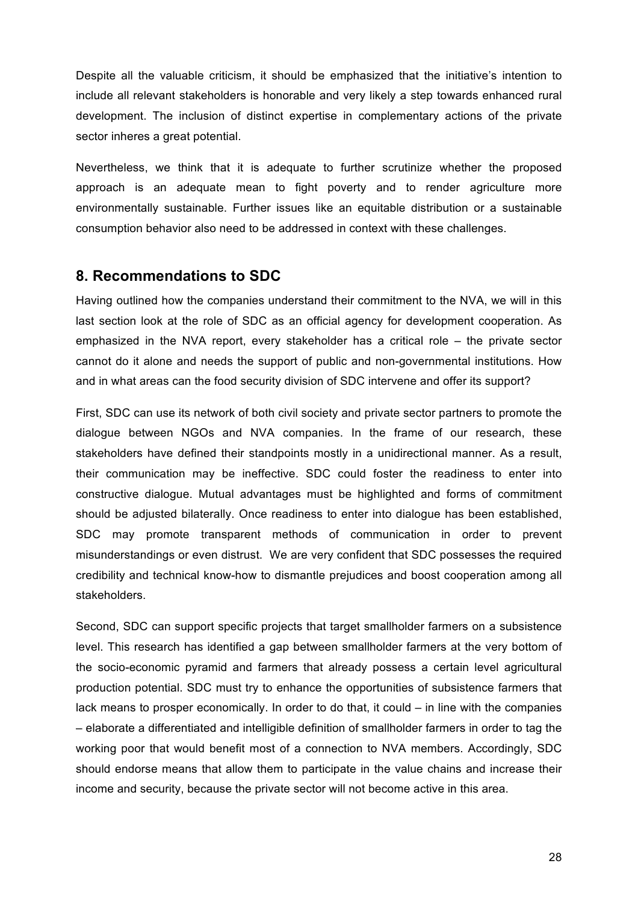Despite all the valuable criticism, it should be emphasized that the initiative's intention to include all relevant stakeholders is honorable and very likely a step towards enhanced rural development. The inclusion of distinct expertise in complementary actions of the private sector inheres a great potential.

Nevertheless, we think that it is adequate to further scrutinize whether the proposed approach is an adequate mean to fight poverty and to render agriculture more environmentally sustainable. Further issues like an equitable distribution or a sustainable consumption behavior also need to be addressed in context with these challenges.

## 8. Recommendations to SDC

Having outlined how the companies understand their commitment to the NVA, we will in this last section look at the role of SDC as an official agency for development cooperation. As emphasized in the NVA report, every stakeholder has a critical role – the private sector cannot do it alone and needs the support of public and non-governmental institutions. How and in what areas can the food security division of SDC intervene and offer its support?

First, SDC can use its network of both civil society and private sector partners to promote the dialogue between NGOs and NVA companies. In the frame of our research, these stakeholders have defined their standpoints mostly in a unidirectional manner. As a result, their communication may be ineffective. SDC could foster the readiness to enter into constructive dialogue. Mutual advantages must be highlighted and forms of commitment should be adjusted bilaterally. Once readiness to enter into dialogue has been established, SDC may promote transparent methods of communication in order to prevent misunderstandings or even distrust. We are very confident that SDC possesses the required credibility and technical know-how to dismantle prejudices and boost cooperation among all stakeholders.

Second, SDC can support specific projects that target smallholder farmers on a subsistence level. This research has identified a gap between smallholder farmers at the very bottom of the socio-economic pyramid and farmers that already possess a certain level agricultural production potential. SDC must try to enhance the opportunities of subsistence farmers that lack means to prosper economically. In order to do that, it could – in line with the companies – elaborate a differentiated and intelligible definition of smallholder farmers in order to tag the working poor that would benefit most of a connection to NVA members. Accordingly, SDC should endorse means that allow them to participate in the value chains and increase their income and security, because the private sector will not become active in this area.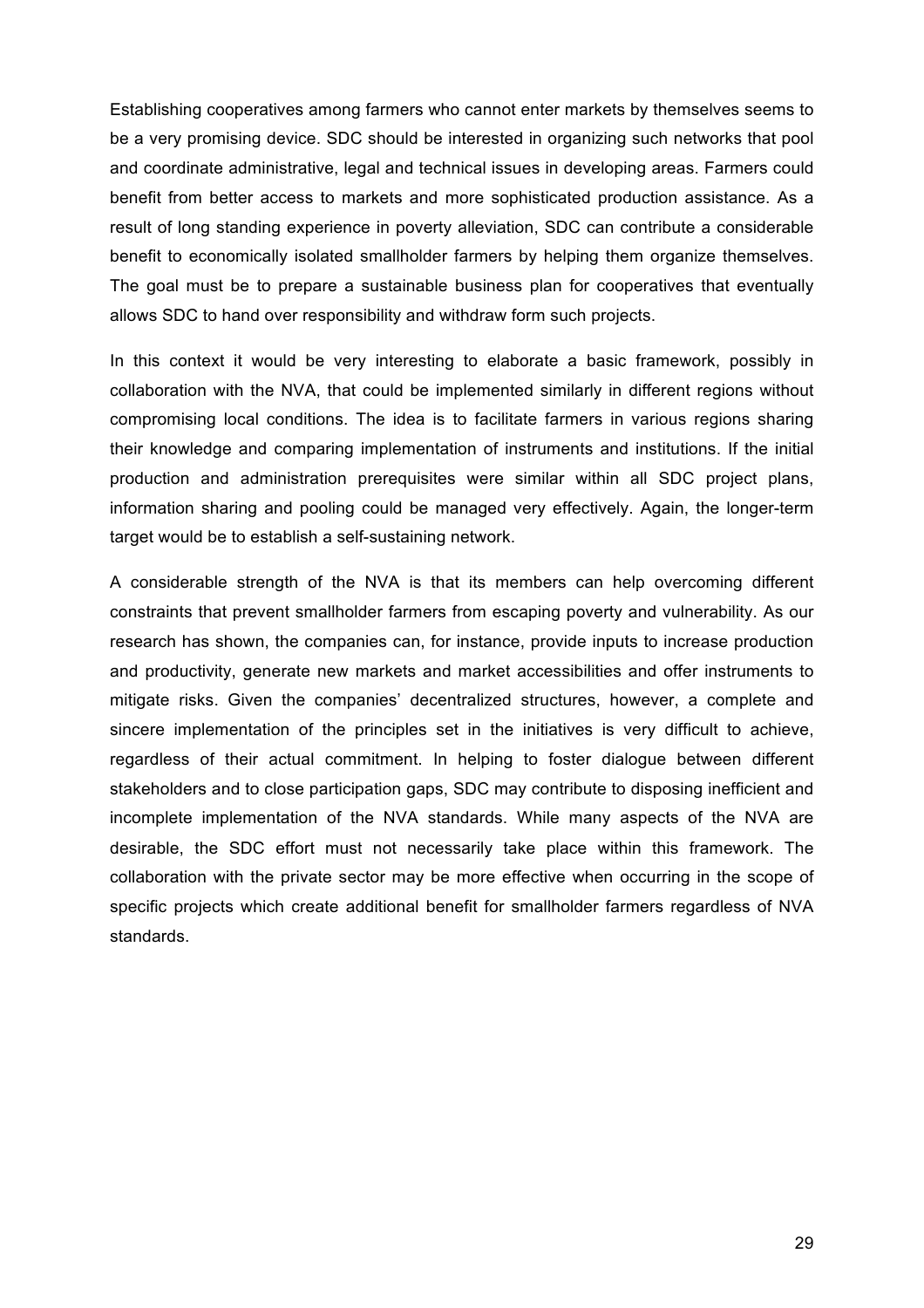Establishing cooperatives among farmers who cannot enter markets by themselves seems to be a very promising device. SDC should be interested in organizing such networks that pool and coordinate administrative, legal and technical issues in developing areas. Farmers could benefit from better access to markets and more sophisticated production assistance. As a result of long standing experience in poverty alleviation, SDC can contribute a considerable benefit to economically isolated smallholder farmers by helping them organize themselves. The goal must be to prepare a sustainable business plan for cooperatives that eventually allows SDC to hand over responsibility and withdraw form such projects.

In this context it would be very interesting to elaborate a basic framework, possibly in collaboration with the NVA, that could be implemented similarly in different regions without compromising local conditions. The idea is to facilitate farmers in various regions sharing their knowledge and comparing implementation of instruments and institutions. If the initial production and administration prerequisites were similar within all SDC project plans, information sharing and pooling could be managed very effectively. Again, the longer-term target would be to establish a self-sustaining network.

A considerable strength of the NVA is that its members can help overcoming different constraints that prevent smallholder farmers from escaping poverty and vulnerability. As our research has shown, the companies can, for instance, provide inputs to increase production and productivity, generate new markets and market accessibilities and offer instruments to mitigate risks. Given the companies' decentralized structures, however, a complete and sincere implementation of the principles set in the initiatives is very difficult to achieve, regardless of their actual commitment. In helping to foster dialogue between different stakeholders and to close participation gaps, SDC may contribute to disposing inefficient and incomplete implementation of the NVA standards. While many aspects of the NVA are desirable, the SDC effort must not necessarily take place within this framework. The collaboration with the private sector may be more effective when occurring in the scope of specific projects which create additional benefit for smallholder farmers regardless of NVA standards.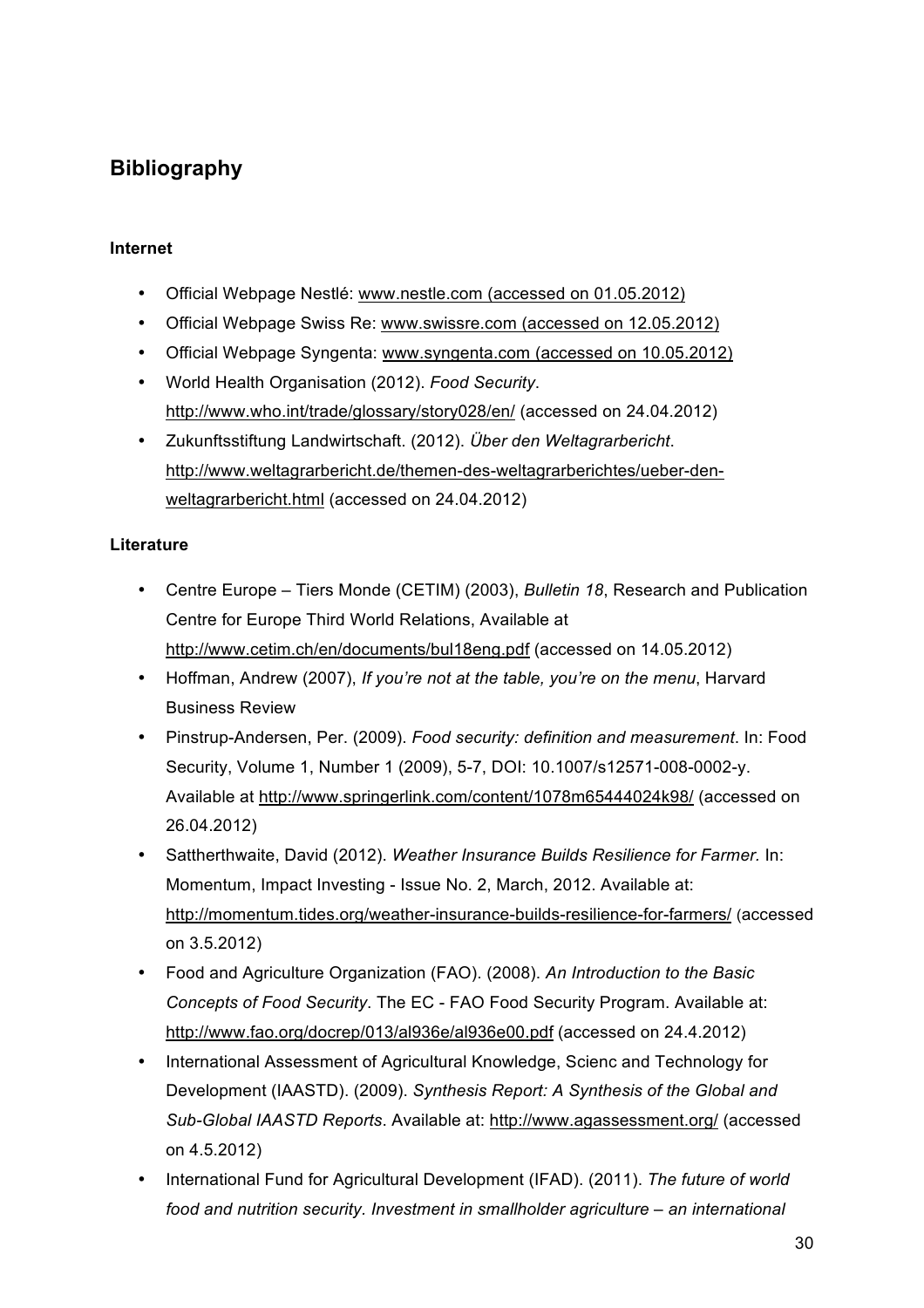## Bibliography

### Internet

- Official Webpage Nestlé: www.nestle.com (accessed on 01.05.2012)
- Official Webpage Swiss Re: www.swissre.com (accessed on 12.05.2012)
- Official Webpage Syngenta: www.syngenta.com (accessed on 10.05.2012)
- World Health Organisation (2012). *Food Security*. http://www.who.int/trade/glossary/story028/en/ (accessed on 24.04.2012)
- Zukunftsstiftung Landwirtschaft. (2012). *Über den Weltagrarbericht*. http://www.weltagrarbericht.de/themen-des-weltagrarberichtes/ueber-den-weltagrarbericht.html (accessed on 24.04.2012)

### Literature

- Centre Europe – Tiers Monde (CETIM) (2003), *Bulletin 18*, Research and Publication Centre for Europe Third World Relations, Available at http://www.cetim.ch/en/documents/bul18eng.pdf (accessed on 14.05.2012)
- Hoffman, Andrew (2007), *If you're not at the table, you're on the menu*, Harvard Business Review
- Pinstrup-Andersen, Per. (2009). *Food security: definition and measurement*. In: Food Security, Volume 1, Number 1 (2009), 5-7, DOI: 10.1007/s12571-008-0002-y. Available at http://www.springerlink.com/content/1078m65444024k98/ (accessed on 26.04.2012)
- Sattherthwaite, David (2012). *Weather Insurance Builds Resilience for Farmer.* In: Momentum, Impact Investing - Issue No. 2, March, 2012. Available at: http://momentum.tides.org/weather-insurance-builds-resilience-for-farmers/ (accessed on 3.5.2012)
- Food and Agriculture Organization (FAO). (2008). *An Introduction to the Basic Concepts of Food Security*. The EC - FAO Food Security Program. Available at: http://www.fao.org/docrep/013/al936e/al936e00.pdf (accessed on 24.4.2012)
- International Assessment of Agricultural Knowledge, Scienc and Technology for Development (IAASTD). (2009). *Synthesis Report: A Synthesis of the Global and Sub-Global IAASTD Reports*. Available at: http://www.agassessment.org/ (accessed on 4.5.2012)
- International Fund for Agricultural Development (IFAD). (2011). *The future of world food and nutrition security. Investment in smallholder agriculture – an international*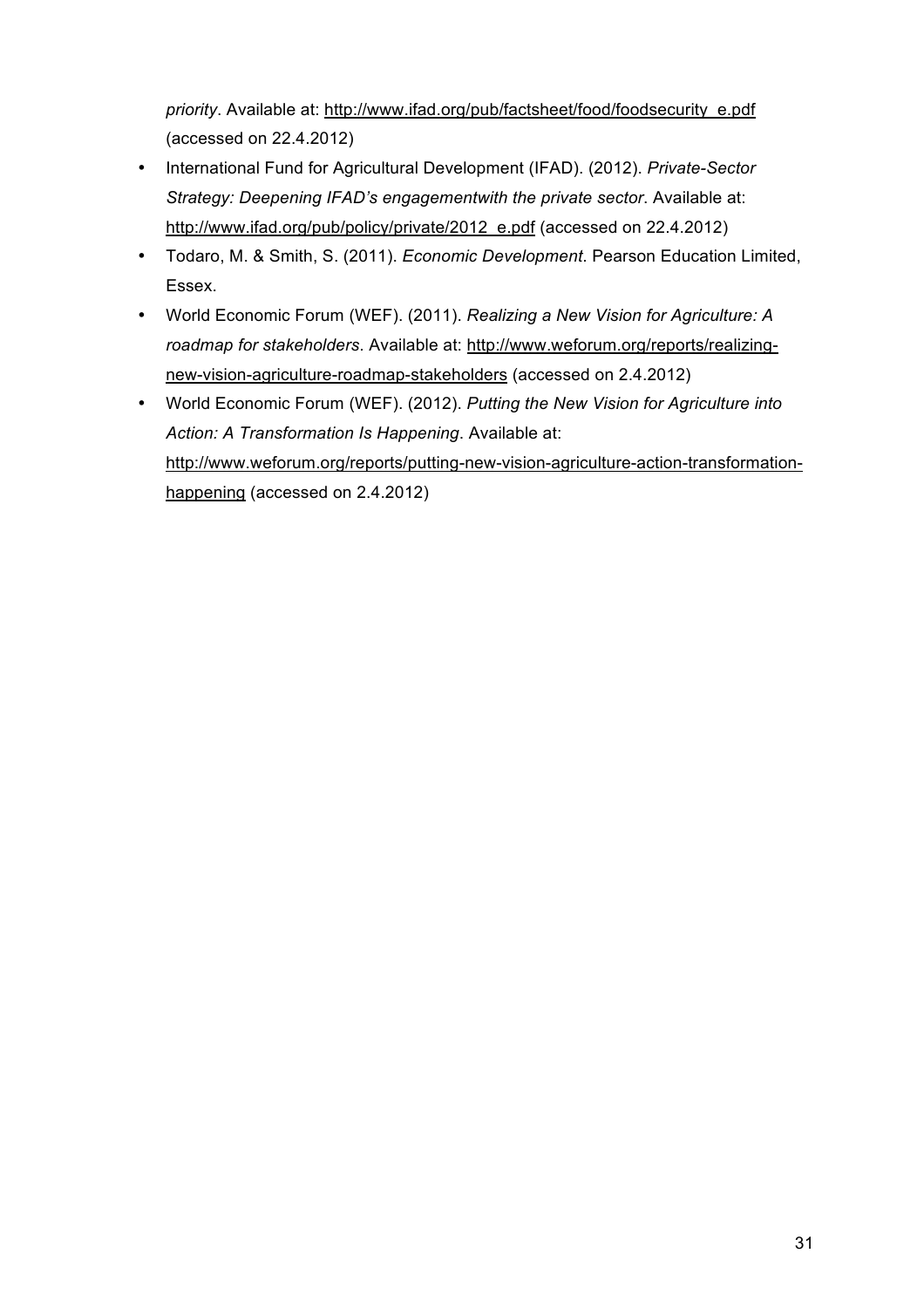*priority*. Available at: http://www.ifad.org/pub/factsheet/food/foodsecurity_e.pdf (accessed on 22.4.2012)

- International Fund for Agricultural Development (IFAD). (2012). *Private-Sector Strategy: Deepening IFAD's engagementwith the private sector*. Available at: http://www.ifad.org/pub/policy/private/2012_e.pdf (accessed on 22.4.2012)
- Todaro, M. & Smith, S. (2011). *Economic Development*. Pearson Education Limited, Essex.
- World Economic Forum (WEF). (2011). *Realizing a New Vision for Agriculture: A roadmap for stakeholders*. Available at: http://www.weforum.org/reports/realizing-new-vision-agriculture-roadmap-stakeholders (accessed on 2.4.2012)
- World Economic Forum (WEF). (2012). *Putting the New Vision for Agriculture into Action: A Transformation Is Happening*. Available at: http://www.weforum.org/reports/putting-new-vision-agriculture-action-transformation-happening (accessed on 2.4.2012)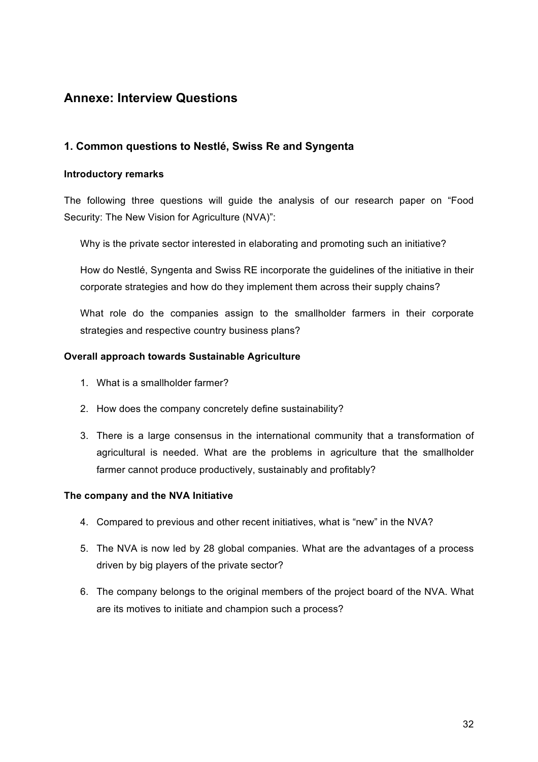## Annexe: Interview Questions

### 1. Common questions to Nestlé, Swiss Re and Syngenta

**Introductory remarks**

The following three questions will guide the analysis of our research paper on "Food Security: The New Vision for Agriculture (NVA)":

Why is the private sector interested in elaborating and promoting such an initiative?

How do Nestlé, Syngenta and Swiss RE incorporate the guidelines of the initiative in their corporate strategies and how do they implement them across their supply chains?

What role do the companies assign to the smallholder farmers in their corporate strategies and respective country business plans?

**Overall approach towards Sustainable Agriculture**

1. What is a smallholder farmer?
2. How does the company concretely define sustainability?
3. There is a large consensus in the international community that a transformation of agricultural is needed. What are the problems in agriculture that the smallholder farmer cannot produce productively, sustainably and profitably?

**The company and the NVA Initiative**

4. Compared to previous and other recent initiatives, what is "new" in the NVA?
5. The NVA is now led by 28 global companies. What are the advantages of a process driven by big players of the private sector?
6. The company belongs to the original members of the project board of the NVA. What are its motives to initiate and champion such a process?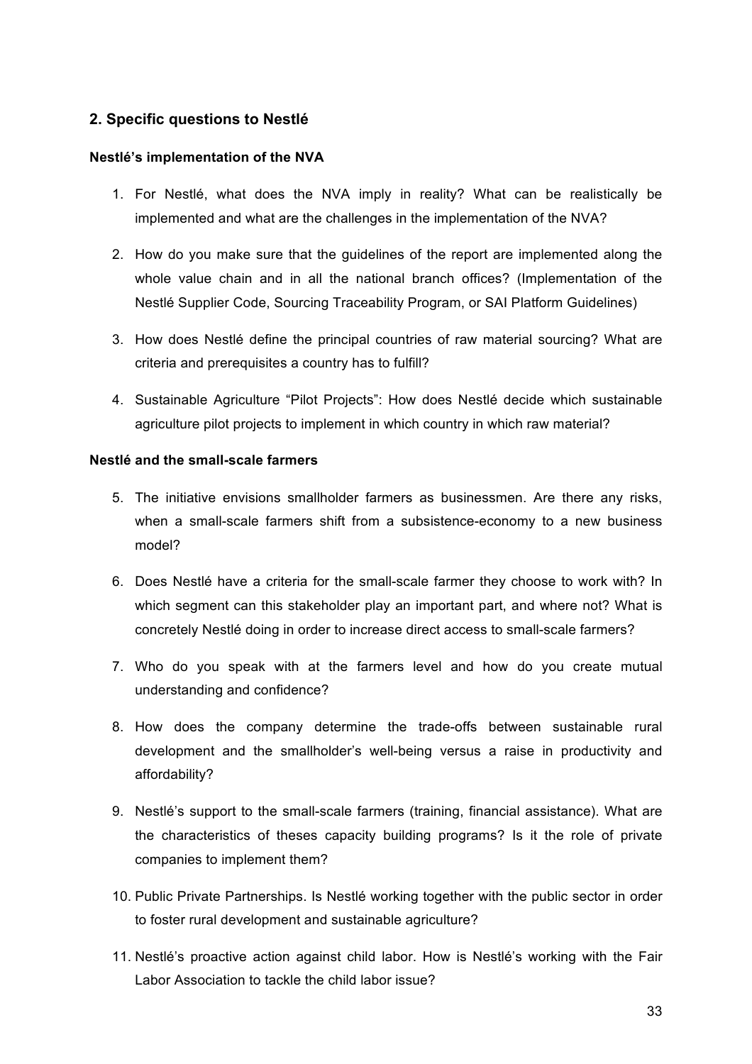## 2. Specific questions to Nestlé

**Nestlé's implementation of the NVA**

1. For Nestlé, what does the NVA imply in reality? What can be realistically be implemented and what are the challenges in the implementation of the NVA?
2. How do you make sure that the guidelines of the report are implemented along the whole value chain and in all the national branch offices? (Implementation of the Nestlé Supplier Code, Sourcing Traceability Program, or SAI Platform Guidelines)
3. How does Nestlé define the principal countries of raw material sourcing? What are criteria and prerequisites a country has to fulfill?
4. Sustainable Agriculture "Pilot Projects": How does Nestlé decide which sustainable agriculture pilot projects to implement in which country in which raw material?

**Nestlé and the small-scale farmers**

5. The initiative envisions smallholder farmers as businessmen. Are there any risks, when a small-scale farmers shift from a subsistence-economy to a new business model?
6. Does Nestlé have a criteria for the small-scale farmer they choose to work with? In which segment can this stakeholder play an important part, and where not? What is concretely Nestlé doing in order to increase direct access to small-scale farmers?
7. Who do you speak with at the farmers level and how do you create mutual understanding and confidence?
8. How does the company determine the trade-offs between sustainable rural development and the smallholder's well-being versus a raise in productivity and affordability?
9. Nestlé's support to the small-scale farmers (training, financial assistance). What are the characteristics of theses capacity building programs? Is it the role of private companies to implement them?
10. Public Private Partnerships. Is Nestlé working together with the public sector in order to foster rural development and sustainable agriculture?
11. Nestlé's proactive action against child labor. How is Nestlé's working with the Fair Labor Association to tackle the child labor issue?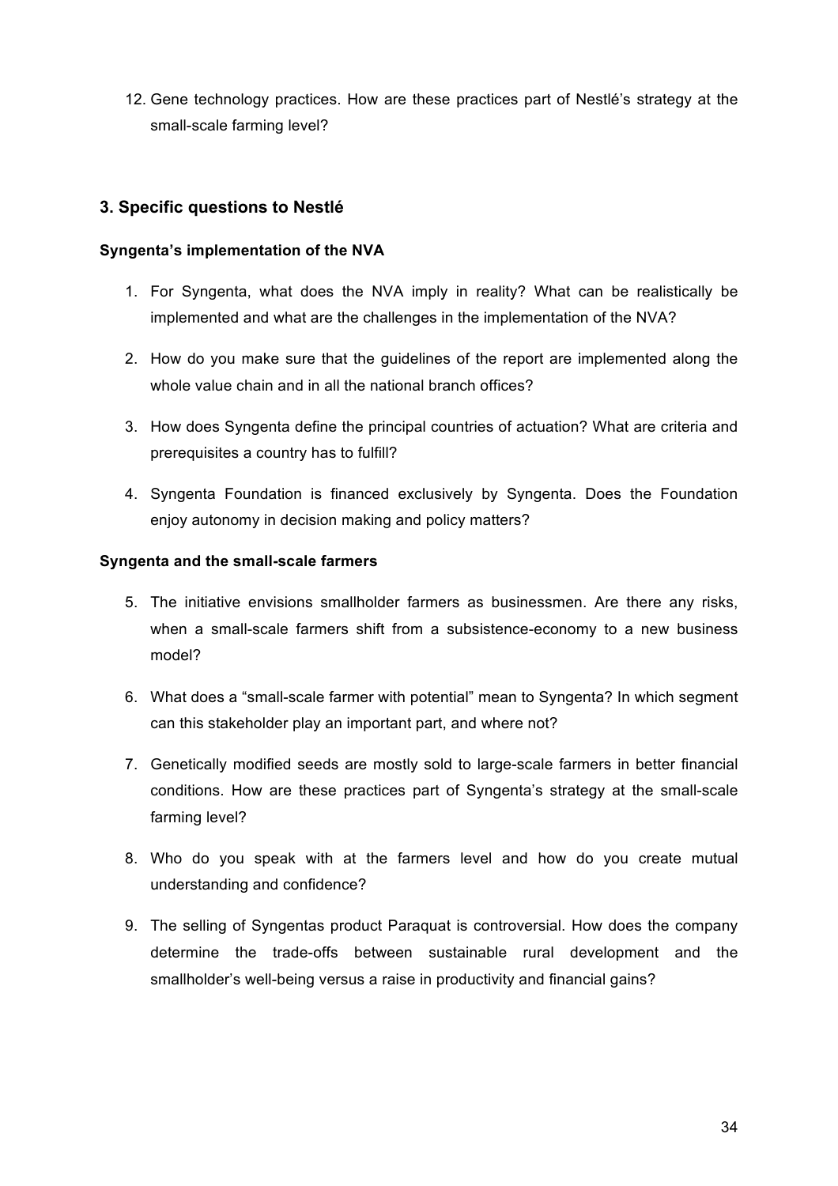12. Gene technology practices. How are these practices part of Nestlé's strategy at the small-scale farming level?

## 3. Specific questions to Nestlé

#### Syngenta's implementation of the NVA

1. For Syngenta, what does the NVA imply in reality? What can be realistically be implemented and what are the challenges in the implementation of the NVA?

2. How do you make sure that the guidelines of the report are implemented along the whole value chain and in all the national branch offices?

3. How does Syngenta define the principal countries of actuation? What are criteria and prerequisites a country has to fulfill?

4. Syngenta Foundation is financed exclusively by Syngenta. Does the Foundation enjoy autonomy in decision making and policy matters?

#### Syngenta and the small-scale farmers

5. The initiative envisions smallholder farmers as businessmen. Are there any risks, when a small-scale farmers shift from a subsistence-economy to a new business model?

6. What does a "small-scale farmer with potential" mean to Syngenta? In which segment can this stakeholder play an important part, and where not?

7. Genetically modified seeds are mostly sold to large-scale farmers in better financial conditions. How are these practices part of Syngenta's strategy at the small-scale farming level?

8. Who do you speak with at the farmers level and how do you create mutual understanding and confidence?

9. The selling of Syngentas product Paraquat is controversial. How does the company determine the trade-offs between sustainable rural development and the smallholder's well-being versus a raise in productivity and financial gains?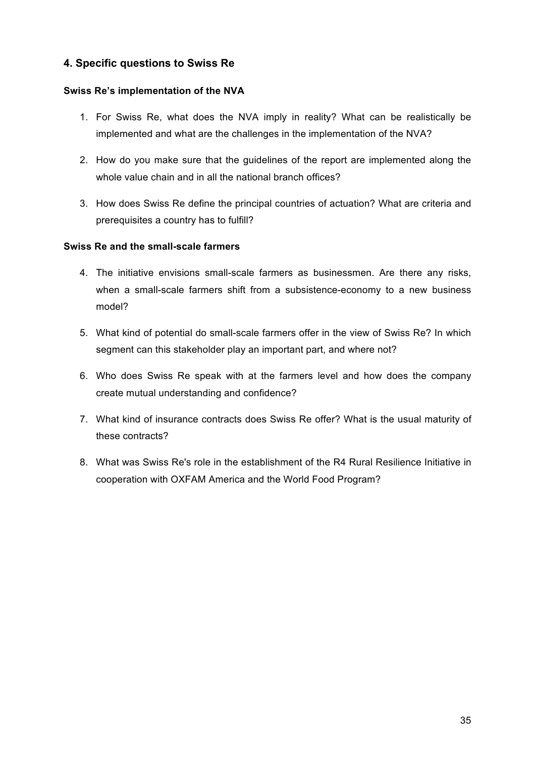## 4. Specific questions to Swiss Re

### Swiss Re's implementation of the NVA

1. For Swiss Re, what does the NVA imply in reality? What can be realistically be implemented and what are the challenges in the implementation of the NVA?

2. How do you make sure that the guidelines of the report are implemented along the whole value chain and in all the national branch offices?

3. How does Swiss Re define the principal countries of actuation? What are criteria and prerequisites a country has to fulfill?

### Swiss Re and the small-scale farmers

4. The initiative envisions small-scale farmers as businessmen. Are there any risks, when a small-scale farmers shift from a subsistence-economy to a new business model?

5. What kind of potential do small-scale farmers offer in the view of Swiss Re? In which segment can this stakeholder play an important part, and where not?

6. Who does Swiss Re speak with at the farmers level and how does the company create mutual understanding and confidence?

7. What kind of insurance contracts does Swiss Re offer? What is the usual maturity of these contracts?

8. What was Swiss Re's role in the establishment of the R4 Rural Resilience Initiative in cooperation with OXFAM America and the World Food Program?